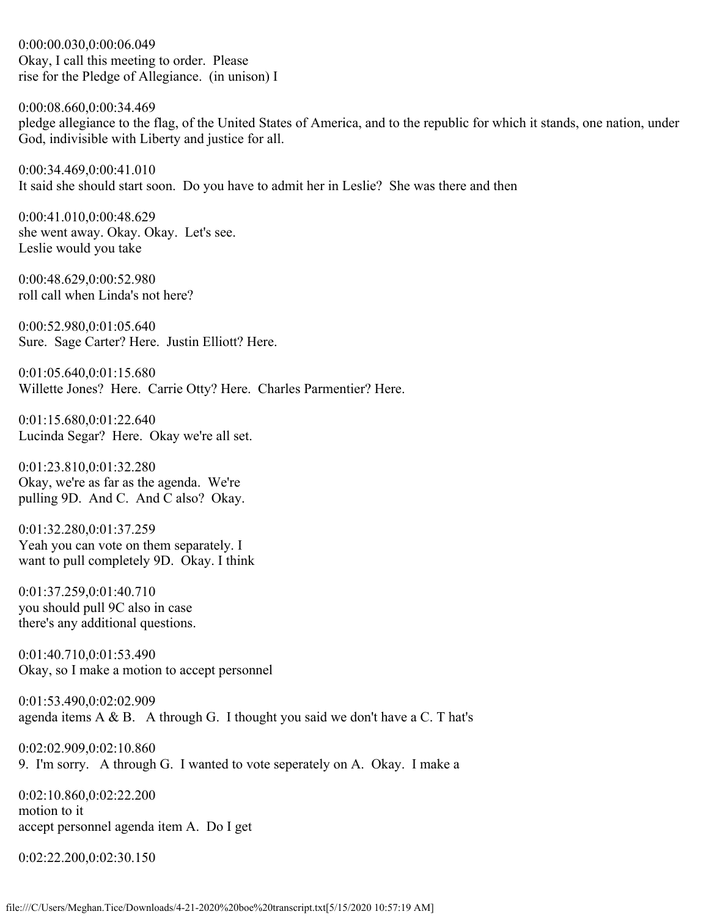0:00:00.030,0:00:06.049
Okay, I call this meeting to order. Please
rise for the Pledge of Allegiance. (in unison) I

0:00:08.660,0:00:34.469
pledge allegiance to the flag, of the United States of America, and to the republic for which it stands, one nation, under God, indivisible with Liberty and justice for all.

0:00:34.469,0:00:41.010
It said she should start soon. Do you have to admit her in Leslie? She was there and then

0:00:41.010,0:00:48.629
she went away. Okay. Okay. Let's see.
Leslie would you take

0:00:48.629,0:00:52.980
roll call when Linda's not here?

0:00:52.980,0:01:05.640
Sure. Sage Carter? Here. Justin Elliott? Here.

0:01:05.640,0:01:15.680
Willette Jones? Here. Carrie Otty? Here. Charles Parmentier? Here.

0:01:15.680,0:01:22.640
Lucinda Segar? Here. Okay we're all set.

0:01:23.810,0:01:32.280
Okay, we're as far as the agenda. We're
pulling 9D. And C. And C also? Okay.

0:01:32.280,0:01:37.259
Yeah you can vote on them separately. I
want to pull completely 9D. Okay. I think

0:01:37.259,0:01:40.710
you should pull 9C also in case
there's any additional questions.

0:01:40.710,0:01:53.490
Okay, so I make a motion to accept personnel

0:01:53.490,0:02:02.909
agenda items A & B. A through G. I thought you said we don't have a C. T hat's

0:02:02.909,0:02:10.860
9. I'm sorry. A through G. I wanted to vote seperately on A. Okay. I make a

0:02:10.860,0:02:22.200
motion to it
accept personnel agenda item A. Do I get

0:02:22.200,0:02:30.150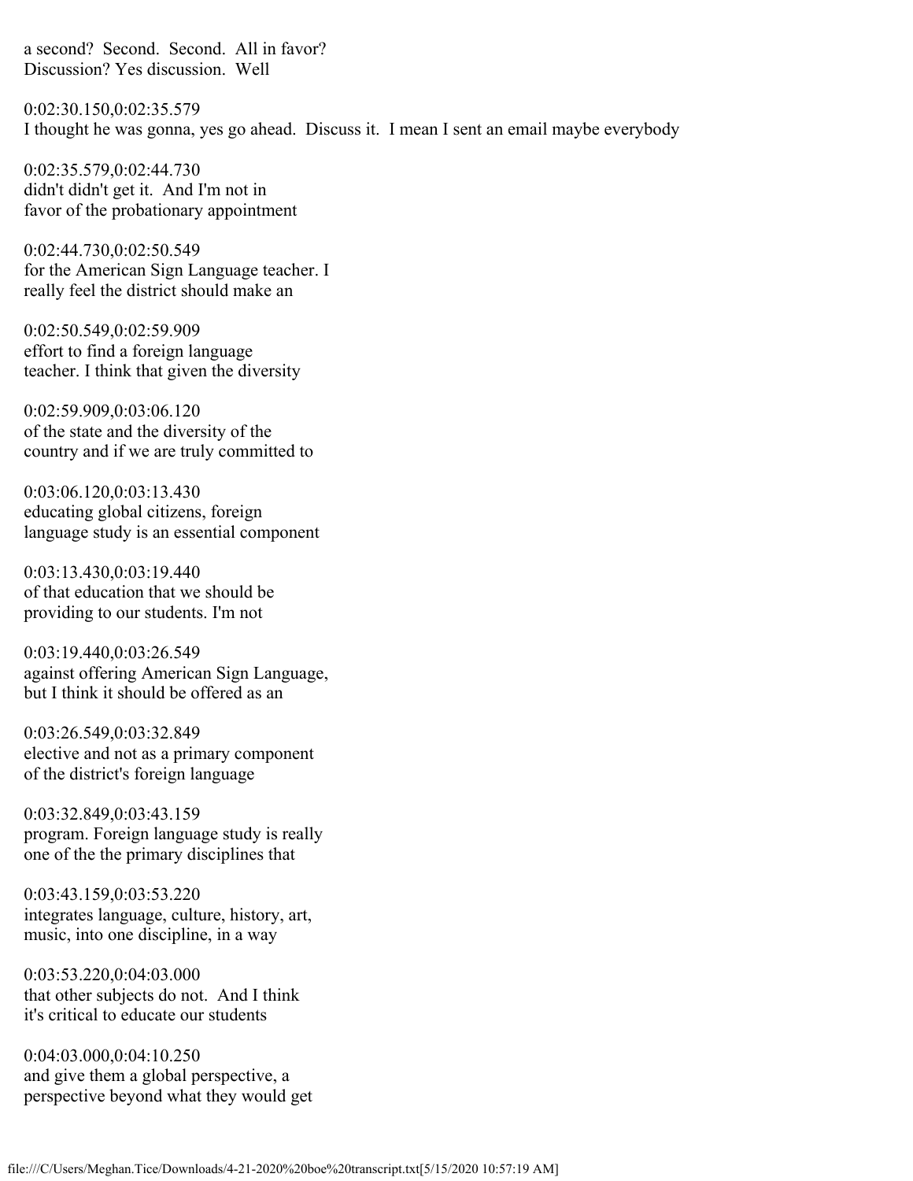a second? Second. Second. All in favor?
Discussion? Yes discussion. Well

0:02:30.150,0:02:35.579
I thought he was gonna, yes go ahead. Discuss it. I mean I sent an email maybe everybody

0:02:35.579,0:02:44.730
didn't didn't get it. And I'm not in
favor of the probationary appointment

0:02:44.730,0:02:50.549
for the American Sign Language teacher. I
really feel the district should make an

0:02:50.549,0:02:59.909
effort to find a foreign language
teacher. I think that given the diversity

0:02:59.909,0:03:06.120
of the state and the diversity of the
country and if we are truly committed to

0:03:06.120,0:03:13.430
educating global citizens, foreign
language study is an essential component

0:03:13.430,0:03:19.440
of that education that we should be
providing to our students. I'm not

0:03:19.440,0:03:26.549
against offering American Sign Language,
but I think it should be offered as an

0:03:26.549,0:03:32.849
elective and not as a primary component
of the district's foreign language

0:03:32.849,0:03:43.159
program. Foreign language study is really
one of the the primary disciplines that

0:03:43.159,0:03:53.220
integrates language, culture, history, art,
music, into one discipline, in a way

0:03:53.220,0:04:03.000
that other subjects do not. And I think
it's critical to educate our students

0:04:03.000,0:04:10.250
and give them a global perspective, a
perspective beyond what they would get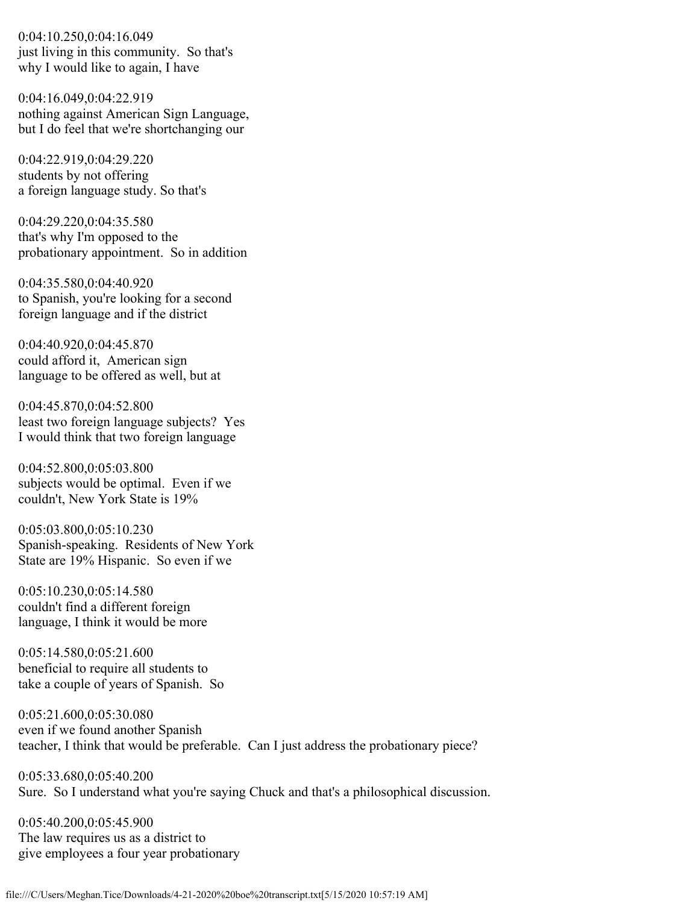0:04:10.250,0:04:16.049
just living in this community.  So that's
why I would like to again, I have

0:04:16.049,0:04:22.919
nothing against American Sign Language,
but I do feel that we're shortchanging our

0:04:22.919,0:04:29.220
students by not offering
a foreign language study. So that's

0:04:29.220,0:04:35.580
that's why I'm opposed to the
probationary appointment.  So in addition

0:04:35.580,0:04:40.920
to Spanish, you're looking for a second
foreign language and if the district

0:04:40.920,0:04:45.870
could afford it,  American sign
language to be offered as well, but at

0:04:45.870,0:04:52.800
least two foreign language subjects?  Yes
I would think that two foreign language

0:04:52.800,0:05:03.800
subjects would be optimal.  Even if we
couldn't, New York State is 19%

0:05:03.800,0:05:10.230
Spanish-speaking.  Residents of New York
State are 19% Hispanic.  So even if we

0:05:10.230,0:05:14.580
couldn't find a different foreign
language, I think it would be more

0:05:14.580,0:05:21.600
beneficial to require all students to
take a couple of years of Spanish.  So

0:05:21.600,0:05:30.080
even if we found another Spanish
teacher, I think that would be preferable.  Can I just address the probationary piece?

0:05:33.680,0:05:40.200
Sure.  So I understand what you're saying Chuck and that's a philosophical discussion.

0:05:40.200,0:05:45.900
The law requires us as a district to
give employees a four year probationary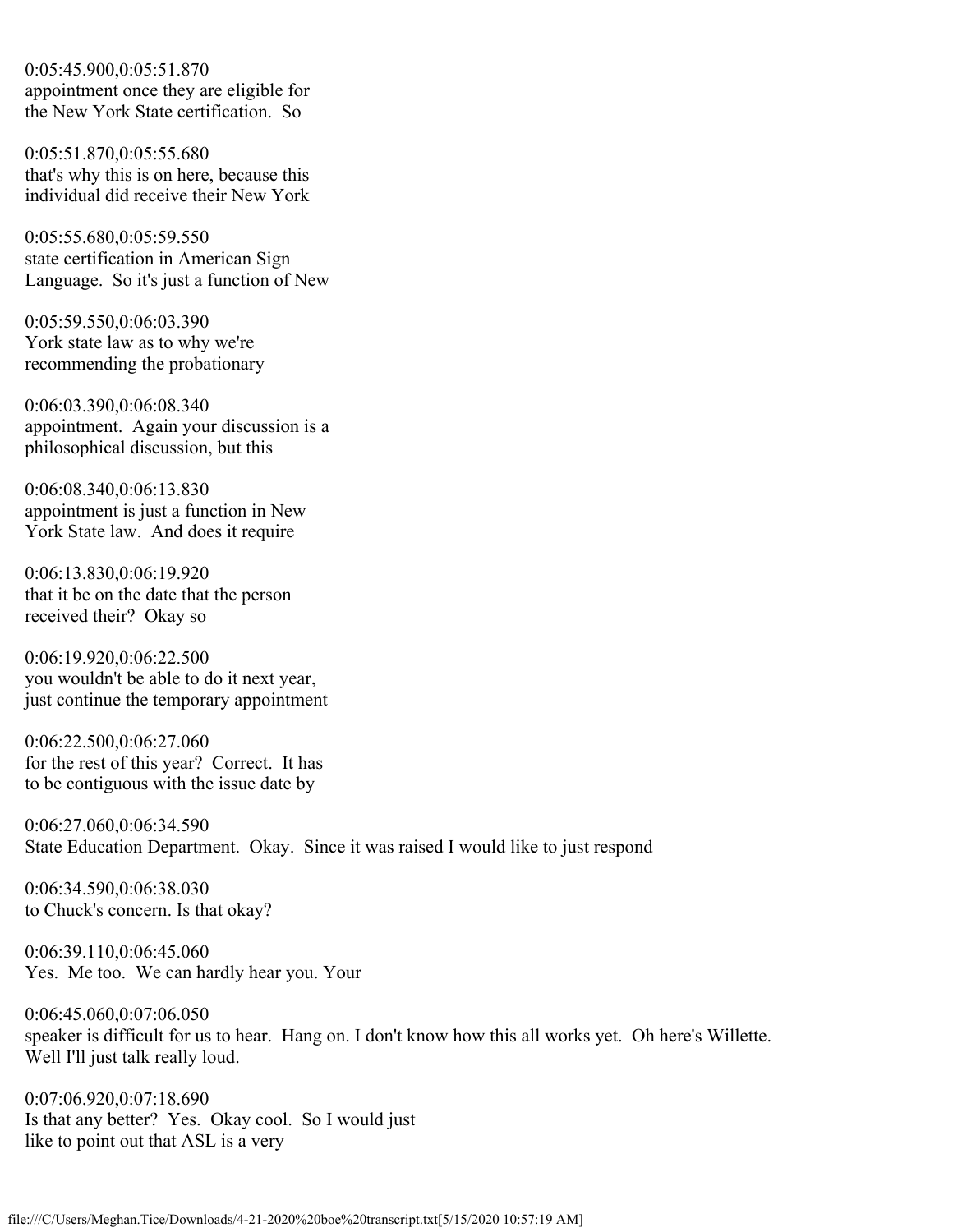0:05:45.900,0:05:51.870
appointment once they are eligible for
the New York State certification. So

0:05:51.870,0:05:55.680
that's why this is on here, because this
individual did receive their New York

0:05:55.680,0:05:59.550
state certification in American Sign
Language. So it's just a function of New

0:05:59.550,0:06:03.390
York state law as to why we're
recommending the probationary

0:06:03.390,0:06:08.340
appointment. Again your discussion is a
philosophical discussion, but this

0:06:08.340,0:06:13.830
appointment is just a function in New
York State law. And does it require

0:06:13.830,0:06:19.920
that it be on the date that the person
received their? Okay so

0:06:19.920,0:06:22.500
you wouldn't be able to do it next year,
just continue the temporary appointment

0:06:22.500,0:06:27.060
for the rest of this year? Correct. It has
to be contiguous with the issue date by

0:06:27.060,0:06:34.590
State Education Department. Okay. Since it was raised I would like to just respond

0:06:34.590,0:06:38.030
to Chuck's concern. Is that okay?

0:06:39.110,0:06:45.060
Yes. Me too. We can hardly hear you. Your

0:06:45.060,0:07:06.050
speaker is difficult for us to hear. Hang on. I don't know how this all works yet. Oh here's Willette.
Well I'll just talk really loud.

0:07:06.920,0:07:18.690
Is that any better? Yes. Okay cool. So I would just
like to point out that ASL is a very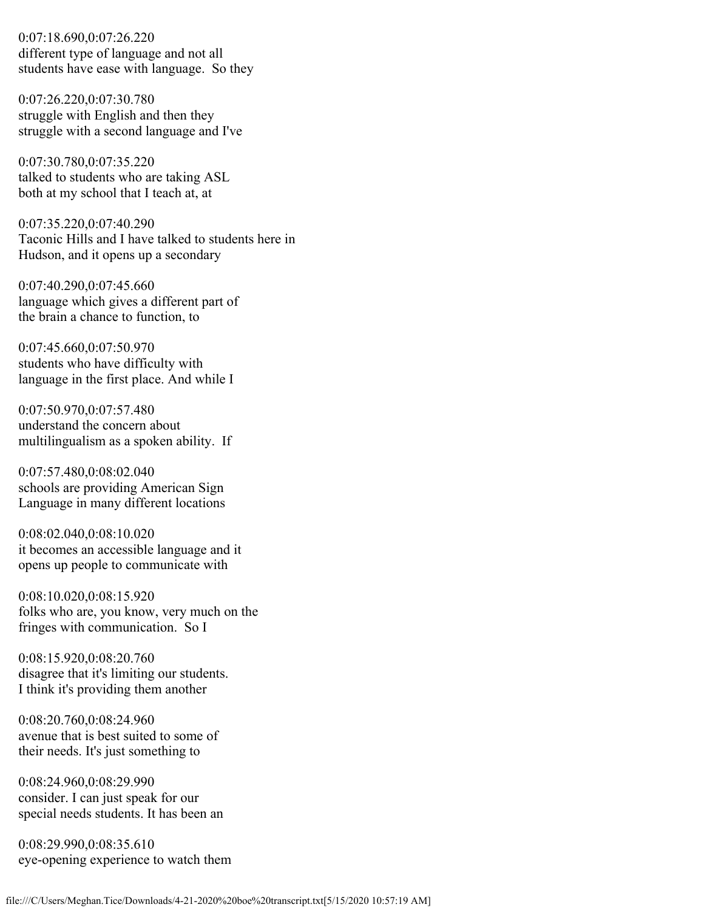0:07:18.690,0:07:26.220
different type of language and not all
students have ease with language.  So they

0:07:26.220,0:07:30.780
struggle with English and then they
struggle with a second language and I've

0:07:30.780,0:07:35.220
talked to students who are taking ASL
both at my school that I teach at, at

0:07:35.220,0:07:40.290
Taconic Hills and I have talked to students here in
Hudson, and it opens up a secondary

0:07:40.290,0:07:45.660
language which gives a different part of
the brain a chance to function, to

0:07:45.660,0:07:50.970
students who have difficulty with
language in the first place. And while I

0:07:50.970,0:07:57.480
understand the concern about
multilingualism as a spoken ability.  If

0:07:57.480,0:08:02.040
schools are providing American Sign
Language in many different locations

0:08:02.040,0:08:10.020
it becomes an accessible language and it
opens up people to communicate with

0:08:10.020,0:08:15.920
folks who are, you know, very much on the
fringes with communication.  So I

0:08:15.920,0:08:20.760
disagree that it's limiting our students.
I think it's providing them another

0:08:20.760,0:08:24.960
avenue that is best suited to some of
their needs. It's just something to

0:08:24.960,0:08:29.990
consider. I can just speak for our
special needs students. It has been an

0:08:29.990,0:08:35.610
eye-opening experience to watch them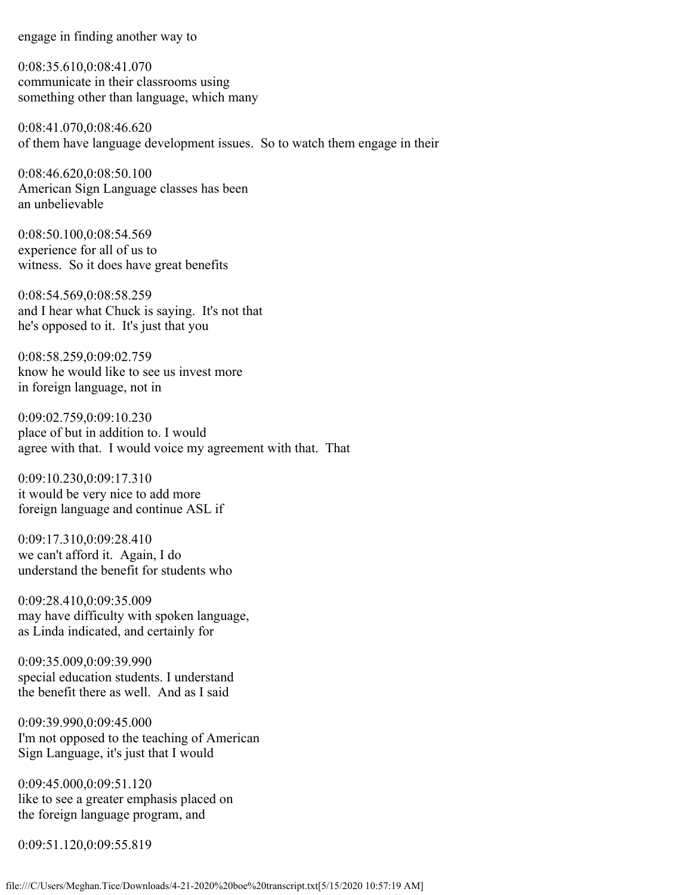engage in finding another way to

0:08:35.610,0:08:41.070
communicate in their classrooms using
something other than language, which many

0:08:41.070,0:08:46.620
of them have language development issues. So to watch them engage in their

0:08:46.620,0:08:50.100
American Sign Language classes has been
an unbelievable

0:08:50.100,0:08:54.569
experience for all of us to
witness. So it does have great benefits

0:08:54.569,0:08:58.259
and I hear what Chuck is saying. It's not that
he's opposed to it. It's just that you

0:08:58.259,0:09:02.759
know he would like to see us invest more
in foreign language, not in

0:09:02.759,0:09:10.230
place of but in addition to. I would
agree with that. I would voice my agreement with that. That

0:09:10.230,0:09:17.310
it would be very nice to add more
foreign language and continue ASL if

0:09:17.310,0:09:28.410
we can't afford it. Again, I do
understand the benefit for students who

0:09:28.410,0:09:35.009
may have difficulty with spoken language,
as Linda indicated, and certainly for

0:09:35.009,0:09:39.990
special education students. I understand
the benefit there as well. And as I said

0:09:39.990,0:09:45.000
I'm not opposed to the teaching of American
Sign Language, it's just that I would

0:09:45.000,0:09:51.120
like to see a greater emphasis placed on
the foreign language program, and

0:09:51.120,0:09:55.819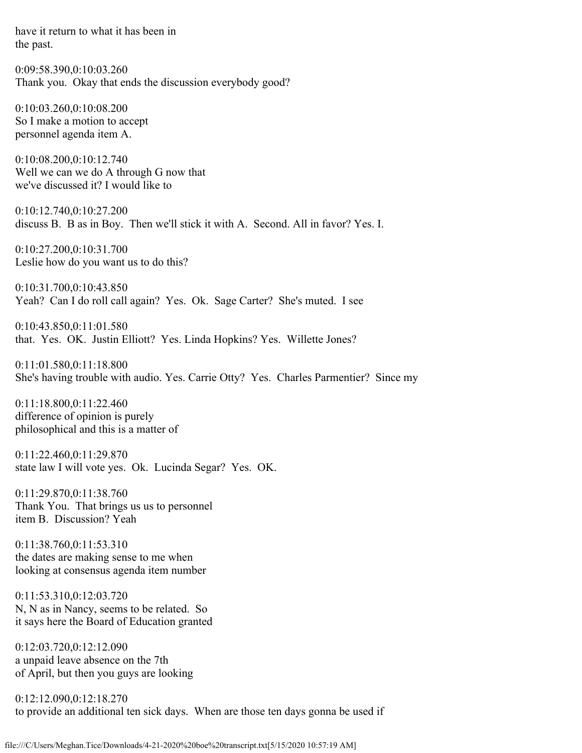have it return to what it has been in
the past.

0:09:58.390,0:10:03.260
Thank you.  Okay that ends the discussion everybody good?

0:10:03.260,0:10:08.200
So I make a motion to accept
personnel agenda item A.

0:10:08.200,0:10:12.740
Well we can we do A through G now that
we've discussed it? I would like to

0:10:12.740,0:10:27.200
discuss B.  B as in Boy.  Then we'll stick it with A.  Second. All in favor? Yes. I.

0:10:27.200,0:10:31.700
Leslie how do you want us to do this?

0:10:31.700,0:10:43.850
Yeah?  Can I do roll call again?  Yes.  Ok.  Sage Carter?  She's muted.  I see

0:10:43.850,0:11:01.580
that.  Yes.  OK.  Justin Elliott?  Yes. Linda Hopkins? Yes.  Willette Jones?

0:11:01.580,0:11:18.800
She's having trouble with audio. Yes. Carrie Otty?  Yes.  Charles Parmentier?  Since my

0:11:18.800,0:11:22.460
difference of opinion is purely
philosophical and this is a matter of

0:11:22.460,0:11:29.870
state law I will vote yes.  Ok.  Lucinda Segar?  Yes.  OK.

0:11:29.870,0:11:38.760
Thank You.  That brings us us to personnel
item B.  Discussion? Yeah

0:11:38.760,0:11:53.310
the dates are making sense to me when
looking at consensus agenda item number

0:11:53.310,0:12:03.720
N, N as in Nancy, seems to be related.  So
it says here the Board of Education granted

0:12:03.720,0:12:12.090
a unpaid leave absence on the 7th
of April, but then you guys are looking

0:12:12.090,0:12:18.270
to provide an additional ten sick days.  When are those ten days gonna be used if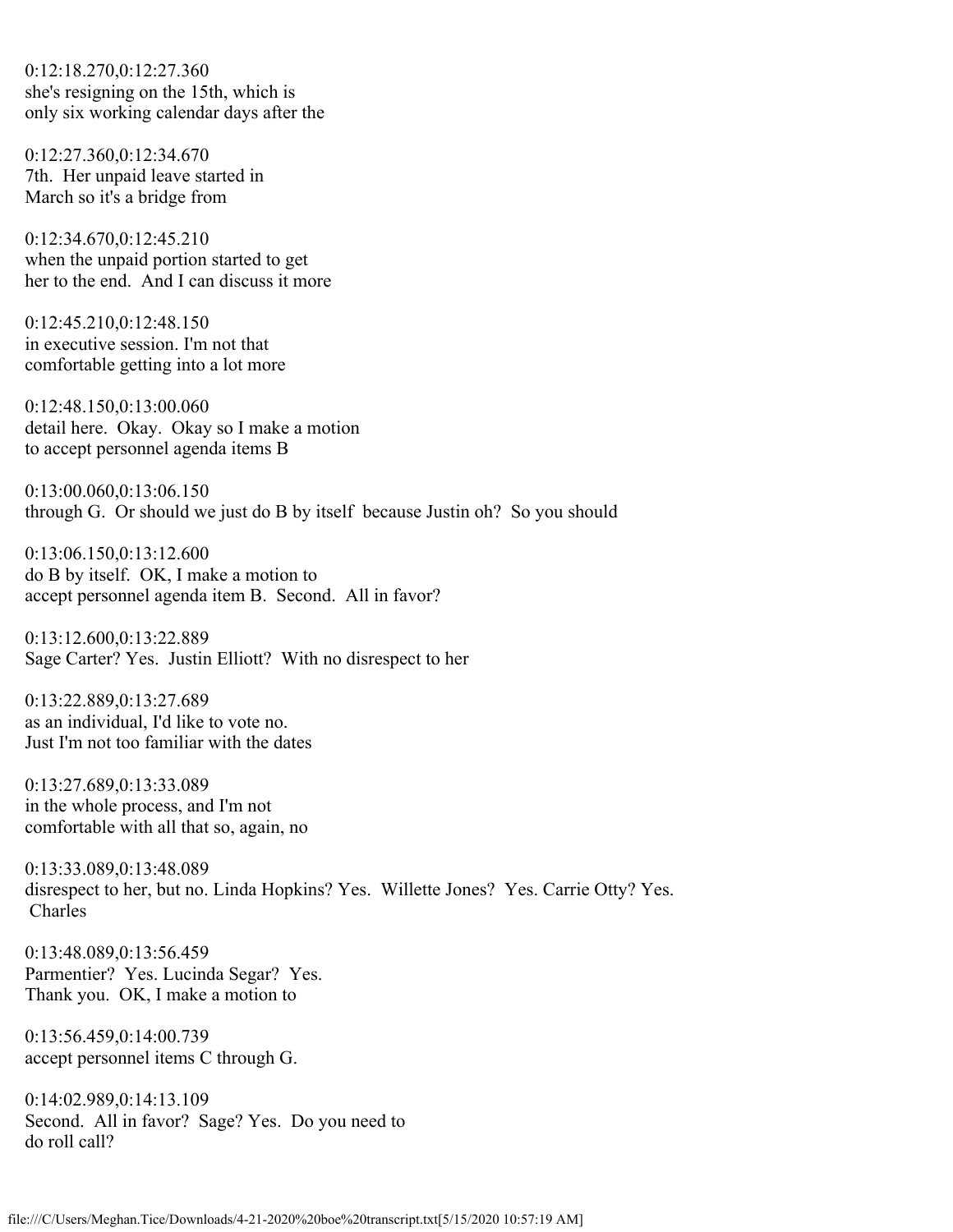0:12:18.270,0:12:27.360
she's resigning on the 15th, which is
only six working calendar days after the

0:12:27.360,0:12:34.670
7th. Her unpaid leave started in
March so it's a bridge from

0:12:34.670,0:12:45.210
when the unpaid portion started to get
her to the end. And I can discuss it more

0:12:45.210,0:12:48.150
in executive session. I'm not that
comfortable getting into a lot more

0:12:48.150,0:13:00.060
detail here. Okay. Okay so I make a motion
to accept personnel agenda items B

0:13:00.060,0:13:06.150
through G. Or should we just do B by itself because Justin oh? So you should

0:13:06.150,0:13:12.600
do B by itself. OK, I make a motion to
accept personnel agenda item B. Second. All in favor?

0:13:12.600,0:13:22.889
Sage Carter? Yes. Justin Elliott? With no disrespect to her

0:13:22.889,0:13:27.689
as an individual, I'd like to vote no.
Just I'm not too familiar with the dates

0:13:27.689,0:13:33.089
in the whole process, and I'm not
comfortable with all that so, again, no

0:13:33.089,0:13:48.089
disrespect to her, but no. Linda Hopkins? Yes. Willette Jones? Yes. Carrie Otty? Yes.
Charles

0:13:48.089,0:13:56.459
Parmentier? Yes. Lucinda Segar? Yes.
Thank you. OK, I make a motion to

0:13:56.459,0:14:00.739
accept personnel items C through G.

0:14:02.989,0:14:13.109
Second. All in favor? Sage? Yes. Do you need to
do roll call?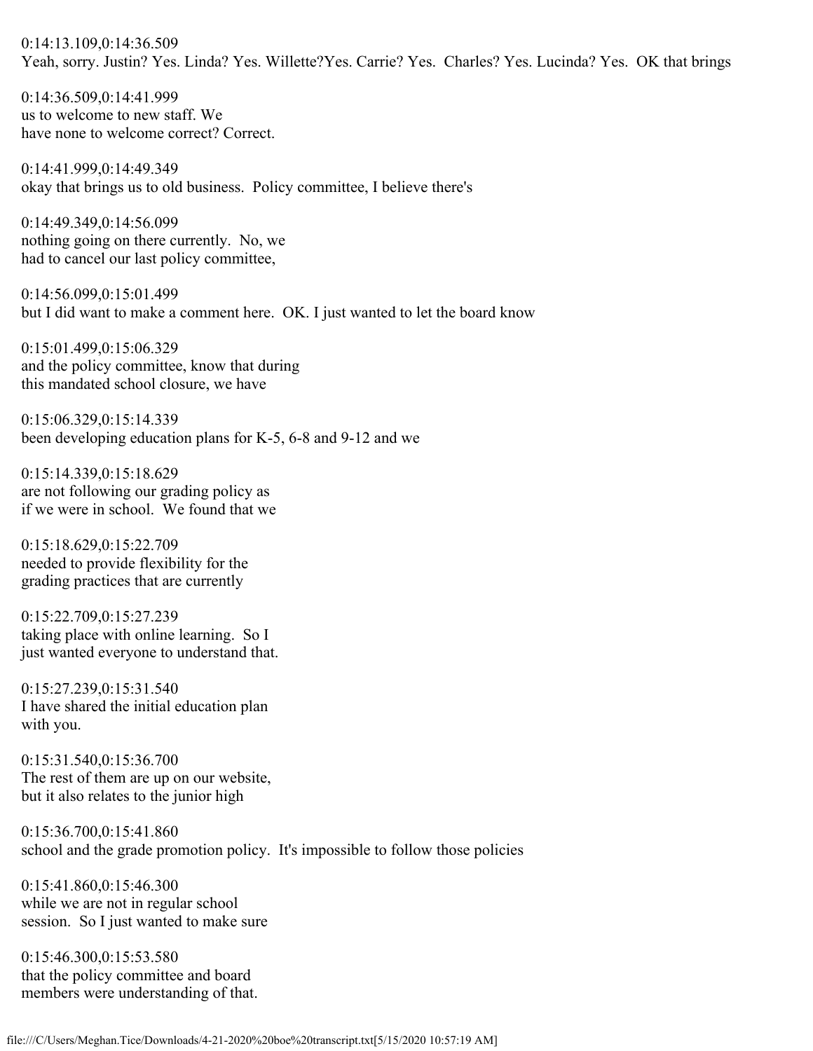0:14:13.109,0:14:36.509
Yeah, sorry. Justin? Yes. Linda? Yes. Willette?Yes. Carrie? Yes. Charles? Yes. Lucinda? Yes. OK that brings

0:14:36.509,0:14:41.999
us to welcome to new staff. We
have none to welcome correct? Correct.

0:14:41.999,0:14:49.349
okay that brings us to old business. Policy committee, I believe there's

0:14:49.349,0:14:56.099
nothing going on there currently. No, we
had to cancel our last policy committee,

0:14:56.099,0:15:01.499
but I did want to make a comment here. OK. I just wanted to let the board know

0:15:01.499,0:15:06.329
and the policy committee, know that during
this mandated school closure, we have

0:15:06.329,0:15:14.339
been developing education plans for K-5, 6-8 and 9-12 and we

0:15:14.339,0:15:18.629
are not following our grading policy as
if we were in school. We found that we

0:15:18.629,0:15:22.709
needed to provide flexibility for the
grading practices that are currently

0:15:22.709,0:15:27.239
taking place with online learning. So I
just wanted everyone to understand that.

0:15:27.239,0:15:31.540
I have shared the initial education plan
with you.

0:15:31.540,0:15:36.700
The rest of them are up on our website,
but it also relates to the junior high

0:15:36.700,0:15:41.860
school and the grade promotion policy. It's impossible to follow those policies

0:15:41.860,0:15:46.300
while we are not in regular school
session. So I just wanted to make sure

0:15:46.300,0:15:53.580
that the policy committee and board
members were understanding of that.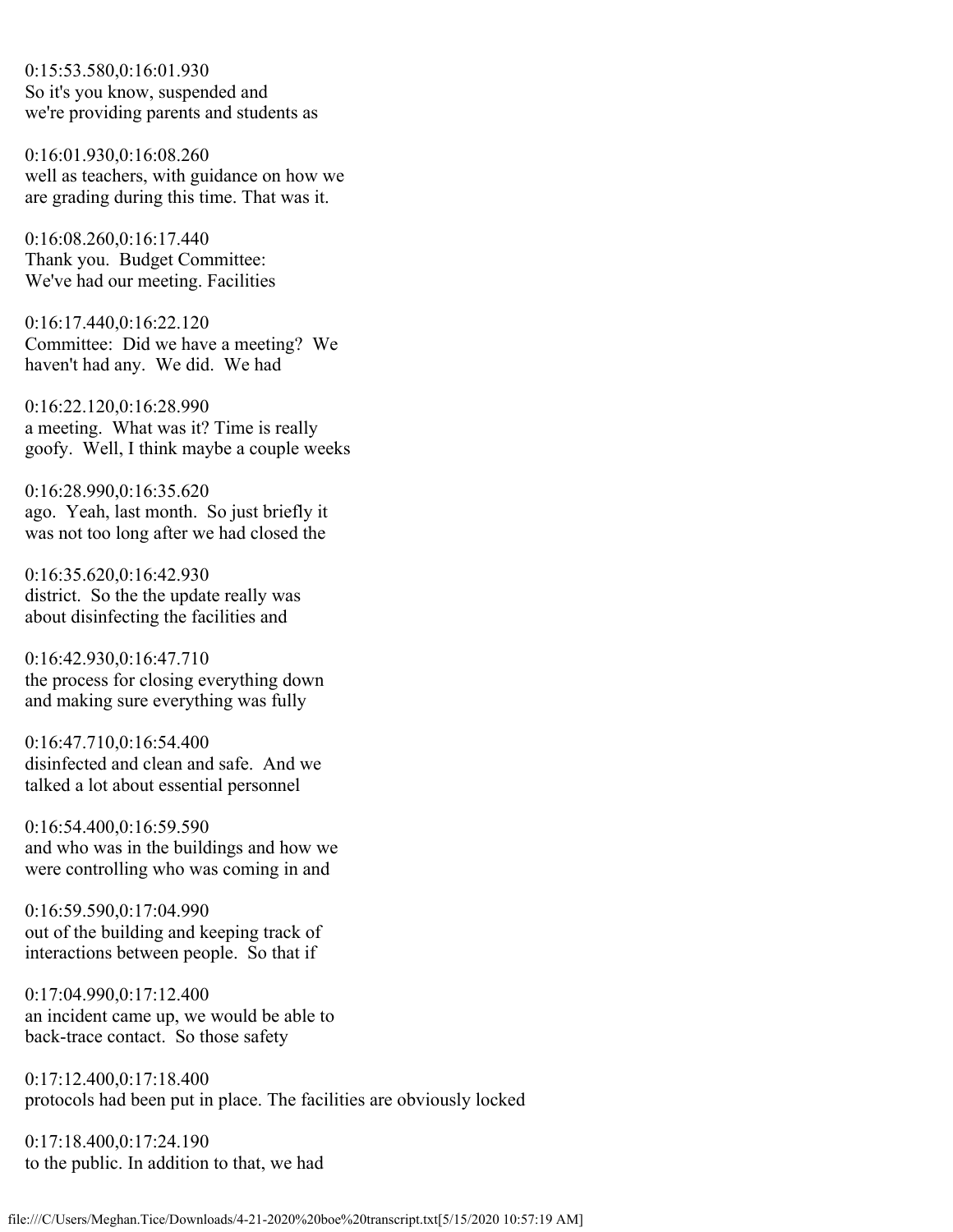0:15:53.580,0:16:01.930
So it's you know, suspended and
we're providing parents and students as

0:16:01.930,0:16:08.260
well as teachers, with guidance on how we
are grading during this time. That was it.

0:16:08.260,0:16:17.440
Thank you. Budget Committee:
We've had our meeting. Facilities

0:16:17.440,0:16:22.120
Committee: Did we have a meeting? We
haven't had any. We did. We had

0:16:22.120,0:16:28.990
a meeting. What was it? Time is really
goofy. Well, I think maybe a couple weeks

0:16:28.990,0:16:35.620
ago. Yeah, last month. So just briefly it
was not too long after we had closed the

0:16:35.620,0:16:42.930
district. So the the update really was
about disinfecting the facilities and

0:16:42.930,0:16:47.710
the process for closing everything down
and making sure everything was fully

0:16:47.710,0:16:54.400
disinfected and clean and safe. And we
talked a lot about essential personnel

0:16:54.400,0:16:59.590
and who was in the buildings and how we
were controlling who was coming in and

0:16:59.590,0:17:04.990
out of the building and keeping track of
interactions between people. So that if

0:17:04.990,0:17:12.400
an incident came up, we would be able to
back-trace contact. So those safety

0:17:12.400,0:17:18.400
protocols had been put in place. The facilities are obviously locked

0:17:18.400,0:17:24.190
to the public. In addition to that, we had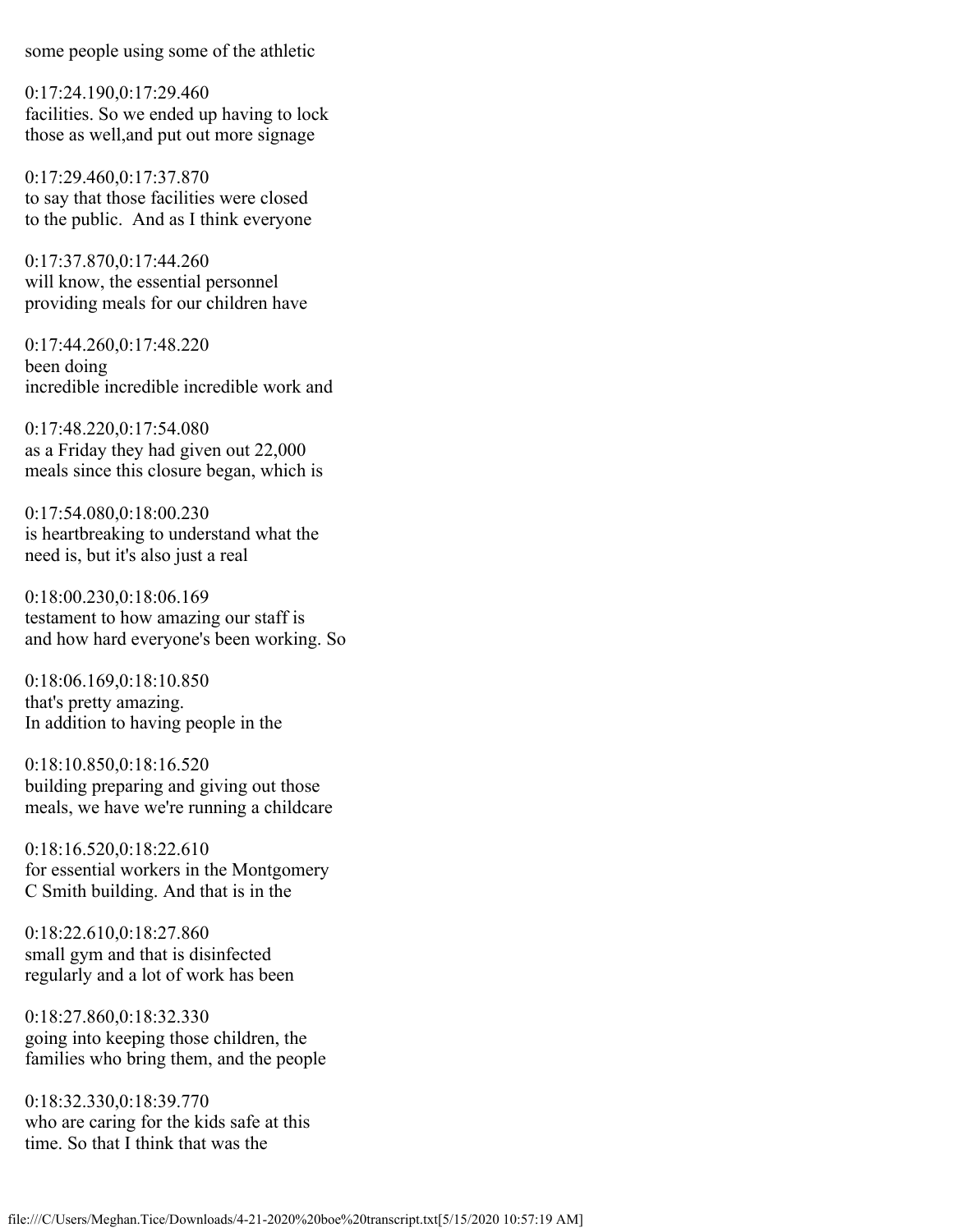some people using some of the athletic

0:17:24.190,0:17:29.460
facilities. So we ended up having to lock
those as well,and put out more signage

0:17:29.460,0:17:37.870
to say that those facilities were closed
to the public.  And as I think everyone

0:17:37.870,0:17:44.260
will know, the essential personnel
providing meals for our children have

0:17:44.260,0:17:48.220
been doing
incredible incredible incredible work and

0:17:48.220,0:17:54.080
as a Friday they had given out 22,000
meals since this closure began, which is

0:17:54.080,0:18:00.230
is heartbreaking to understand what the
need is, but it's also just a real

0:18:00.230,0:18:06.169
testament to how amazing our staff is
and how hard everyone's been working. So

0:18:06.169,0:18:10.850
that's pretty amazing.
In addition to having people in the

0:18:10.850,0:18:16.520
building preparing and giving out those
meals, we have we're running a childcare

0:18:16.520,0:18:22.610
for essential workers in the Montgomery
C Smith building. And that is in the

0:18:22.610,0:18:27.860
small gym and that is disinfected
regularly and a lot of work has been

0:18:27.860,0:18:32.330
going into keeping those children, the
families who bring them, and the people

0:18:32.330,0:18:39.770
who are caring for the kids safe at this
time. So that I think that was the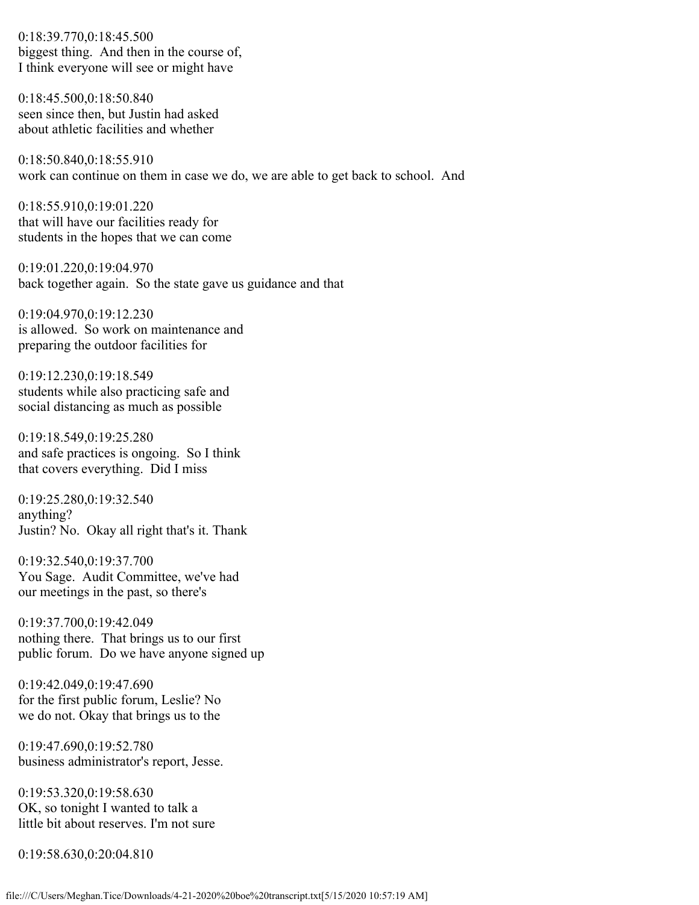0:18:39.770,0:18:45.500
biggest thing.  And then in the course of,
I think everyone will see or might have

0:18:45.500,0:18:50.840
seen since then, but Justin had asked
about athletic facilities and whether

0:18:50.840,0:18:55.910
work can continue on them in case we do, we are able to get back to school.  And

0:18:55.910,0:19:01.220
that will have our facilities ready for
students in the hopes that we can come

0:19:01.220,0:19:04.970
back together again.  So the state gave us guidance and that

0:19:04.970,0:19:12.230
is allowed.  So work on maintenance and
preparing the outdoor facilities for

0:19:12.230,0:19:18.549
students while also practicing safe and
social distancing as much as possible

0:19:18.549,0:19:25.280
and safe practices is ongoing.  So I think
that covers everything.  Did I miss

0:19:25.280,0:19:32.540
anything?
Justin? No.  Okay all right that's it. Thank

0:19:32.540,0:19:37.700
You Sage.  Audit Committee, we've had
our meetings in the past, so there's

0:19:37.700,0:19:42.049
nothing there.  That brings us to our first
public forum.  Do we have anyone signed up

0:19:42.049,0:19:47.690
for the first public forum, Leslie? No
we do not. Okay that brings us to the

0:19:47.690,0:19:52.780
business administrator's report, Jesse.

0:19:53.320,0:19:58.630
OK, so tonight I wanted to talk a
little bit about reserves. I'm not sure

0:19:58.630,0:20:04.810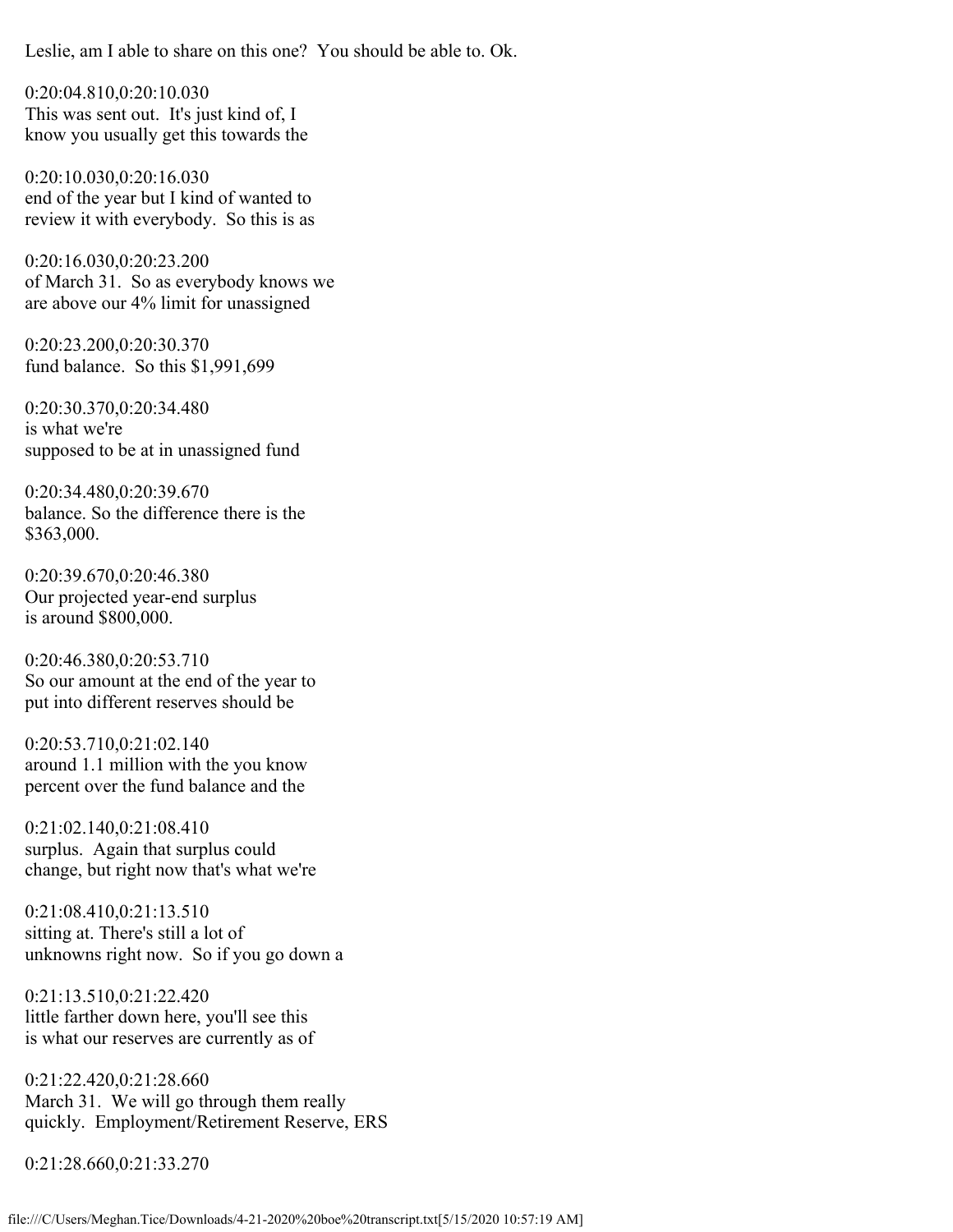Leslie, am I able to share on this one? You should be able to. Ok.

0:20:04.810,0:20:10.030
This was sent out. It's just kind of, I
know you usually get this towards the

0:20:10.030,0:20:16.030
end of the year but I kind of wanted to
review it with everybody. So this is as

0:20:16.030,0:20:23.200
of March 31. So as everybody knows we
are above our 4% limit for unassigned

0:20:23.200,0:20:30.370
fund balance. So this $1,991,699

0:20:30.370,0:20:34.480
is what we're
supposed to be at in unassigned fund

0:20:34.480,0:20:39.670
balance. So the difference there is the
$363,000.

0:20:39.670,0:20:46.380
Our projected year-end surplus
is around $800,000.

0:20:46.380,0:20:53.710
So our amount at the end of the year to
put into different reserves should be

0:20:53.710,0:21:02.140
around 1.1 million with the you know
percent over the fund balance and the

0:21:02.140,0:21:08.410
surplus. Again that surplus could
change, but right now that's what we're

0:21:08.410,0:21:13.510
sitting at. There's still a lot of
unknowns right now. So if you go down a

0:21:13.510,0:21:22.420
little farther down here, you'll see this
is what our reserves are currently as of

0:21:22.420,0:21:28.660
March 31. We will go through them really
quickly. Employment/Retirement Reserve, ERS

0:21:28.660,0:21:33.270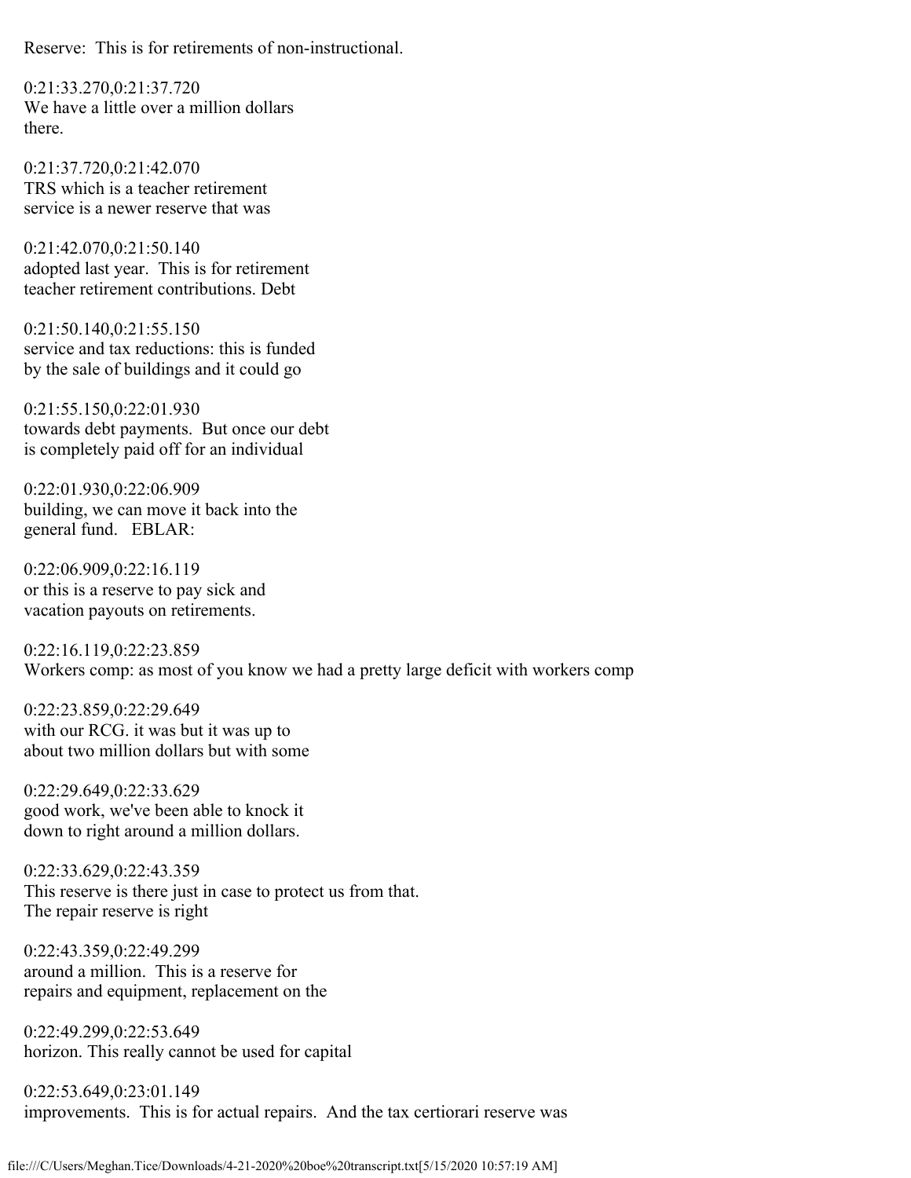Reserve: This is for retirements of non-instructional.

0:21:33.270,0:21:37.720
We have a little over a million dollars
there.

0:21:37.720,0:21:42.070
TRS which is a teacher retirement
service is a newer reserve that was

0:21:42.070,0:21:50.140
adopted last year. This is for retirement
teacher retirement contributions. Debt

0:21:50.140,0:21:55.150
service and tax reductions: this is funded
by the sale of buildings and it could go

0:21:55.150,0:22:01.930
towards debt payments. But once our debt
is completely paid off for an individual

0:22:01.930,0:22:06.909
building, we can move it back into the
general fund. EBLAR:

0:22:06.909,0:22:16.119
or this is a reserve to pay sick and
vacation payouts on retirements.

0:22:16.119,0:22:23.859
Workers comp: as most of you know we had a pretty large deficit with workers comp

0:22:23.859,0:22:29.649
with our RCG. it was but it was up to
about two million dollars but with some

0:22:29.649,0:22:33.629
good work, we've been able to knock it
down to right around a million dollars.

0:22:33.629,0:22:43.359
This reserve is there just in case to protect us from that.
The repair reserve is right

0:22:43.359,0:22:49.299
around a million. This is a reserve for
repairs and equipment, replacement on the

0:22:49.299,0:22:53.649
horizon. This really cannot be used for capital

0:22:53.649,0:23:01.149
improvements. This is for actual repairs. And the tax certiorari reserve was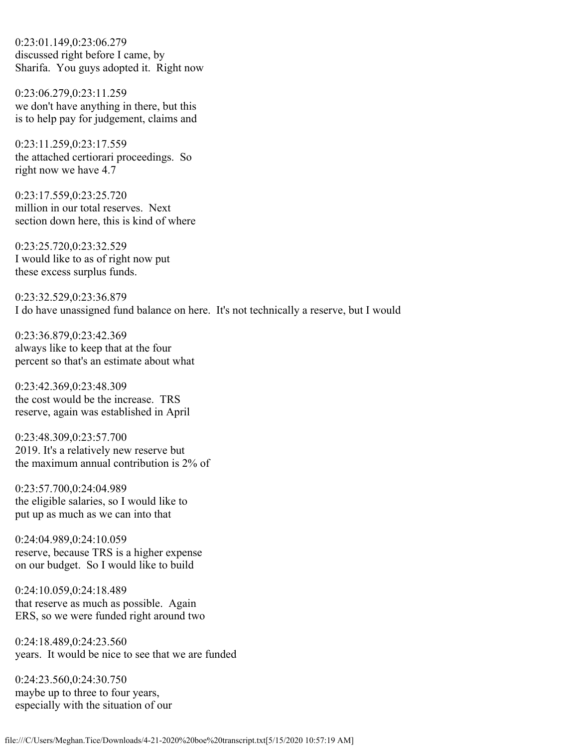0:23:01.149,0:23:06.279
discussed right before I came, by
Sharifa.  You guys adopted it.  Right now

0:23:06.279,0:23:11.259
we don't have anything in there, but this
is to help pay for judgement, claims and

0:23:11.259,0:23:17.559
the attached certiorari proceedings.  So
right now we have 4.7

0:23:17.559,0:23:25.720
million in our total reserves.  Next
section down here, this is kind of where

0:23:25.720,0:23:32.529
I would like to as of right now put
these excess surplus funds.

0:23:32.529,0:23:36.879
I do have unassigned fund balance on here.  It's not technically a reserve, but I would

0:23:36.879,0:23:42.369
always like to keep that at the four
percent so that's an estimate about what

0:23:42.369,0:23:48.309
the cost would be the increase.  TRS
reserve, again was established in April

0:23:48.309,0:23:57.700
2019. It's a relatively new reserve but
the maximum annual contribution is 2% of

0:23:57.700,0:24:04.989
the eligible salaries, so I would like to
put up as much as we can into that

0:24:04.989,0:24:10.059
reserve, because TRS is a higher expense
on our budget.  So I would like to build

0:24:10.059,0:24:18.489
that reserve as much as possible.  Again
ERS, so we were funded right around two

0:24:18.489,0:24:23.560
years.  It would be nice to see that we are funded

0:24:23.560,0:24:30.750
maybe up to three to four years,
especially with the situation of our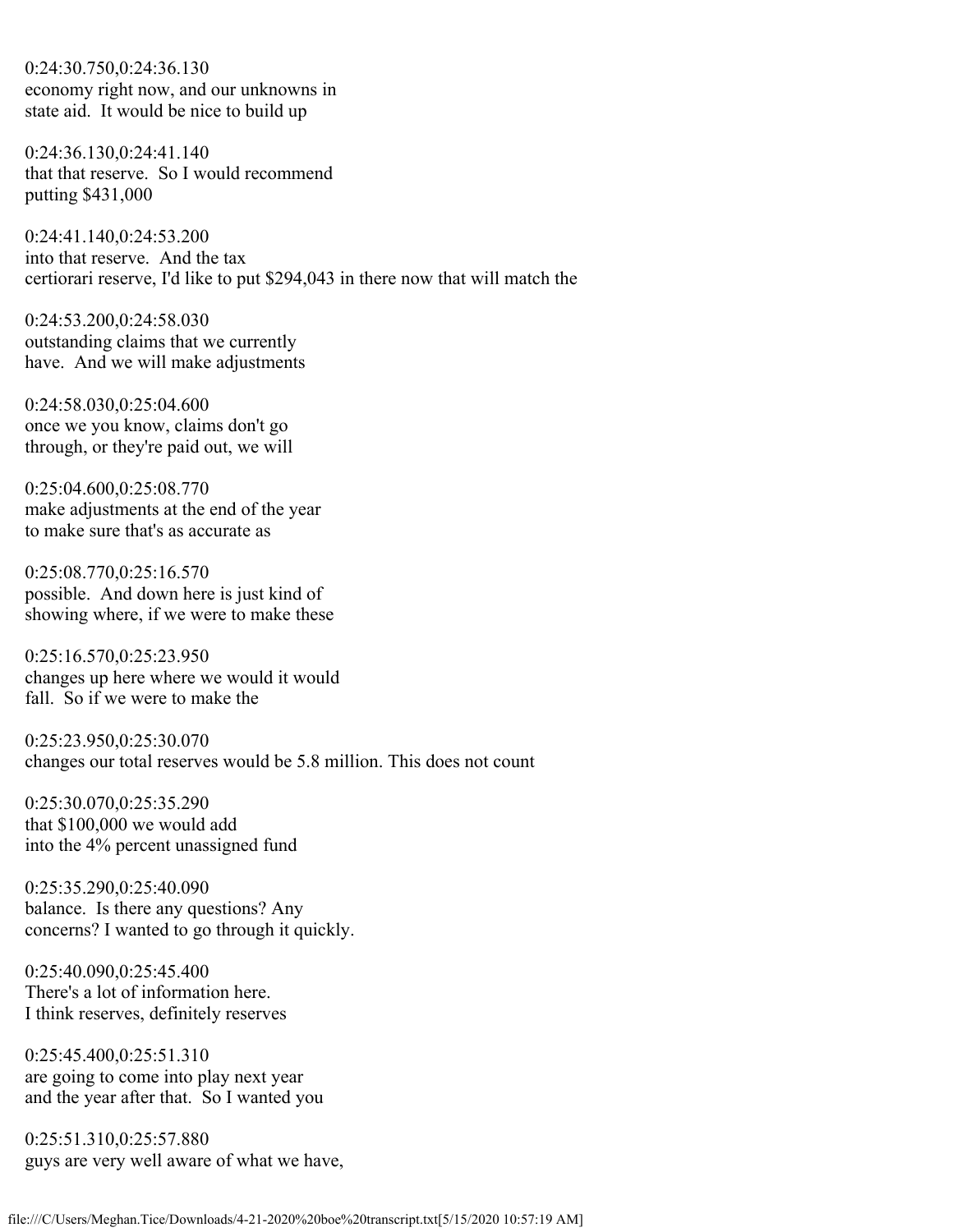0:24:30.750,0:24:36.130
economy right now, and our unknowns in
state aid.  It would be nice to build up

0:24:36.130,0:24:41.140
that that reserve.  So I would recommend
putting $431,000

0:24:41.140,0:24:53.200
into that reserve.  And the tax
certiorari reserve, I'd like to put $294,043 in there now that will match the

0:24:53.200,0:24:58.030
outstanding claims that we currently
have.  And we will make adjustments

0:24:58.030,0:25:04.600
once we you know, claims don't go
through, or they're paid out, we will

0:25:04.600,0:25:08.770
make adjustments at the end of the year
to make sure that's as accurate as

0:25:08.770,0:25:16.570
possible.  And down here is just kind of
showing where, if we were to make these

0:25:16.570,0:25:23.950
changes up here where we would it would
fall.  So if we were to make the

0:25:23.950,0:25:30.070
changes our total reserves would be 5.8 million. This does not count

0:25:30.070,0:25:35.290
that $100,000 we would add
into the 4% percent unassigned fund

0:25:35.290,0:25:40.090
balance.  Is there any questions? Any
concerns? I wanted to go through it quickly.

0:25:40.090,0:25:45.400
There's a lot of information here.
I think reserves, definitely reserves

0:25:45.400,0:25:51.310
are going to come into play next year
and the year after that.  So I wanted you

0:25:51.310,0:25:57.880
guys are very well aware of what we have,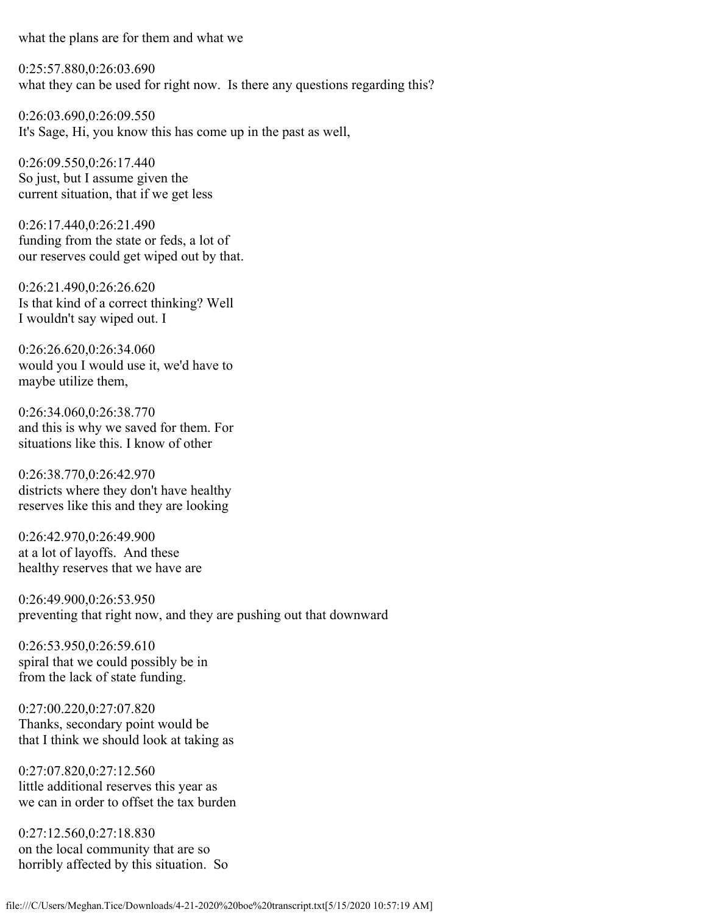what the plans are for them and what we

0:25:57.880,0:26:03.690
what they can be used for right now. Is there any questions regarding this?

0:26:03.690,0:26:09.550
It's Sage, Hi, you know this has come up in the past as well,

0:26:09.550,0:26:17.440
So just, but I assume given the
current situation, that if we get less

0:26:17.440,0:26:21.490
funding from the state or feds, a lot of
our reserves could get wiped out by that.

0:26:21.490,0:26:26.620
Is that kind of a correct thinking? Well
I wouldn't say wiped out. I

0:26:26.620,0:26:34.060
would you I would use it, we'd have to
maybe utilize them,

0:26:34.060,0:26:38.770
and this is why we saved for them. For
situations like this. I know of other

0:26:38.770,0:26:42.970
districts where they don't have healthy
reserves like this and they are looking

0:26:42.970,0:26:49.900
at a lot of layoffs. And these
healthy reserves that we have are

0:26:49.900,0:26:53.950
preventing that right now, and they are pushing out that downward

0:26:53.950,0:26:59.610
spiral that we could possibly be in
from the lack of state funding.

0:27:00.220,0:27:07.820
Thanks, secondary point would be
that I think we should look at taking as

0:27:07.820,0:27:12.560
little additional reserves this year as
we can in order to offset the tax burden

0:27:12.560,0:27:18.830
on the local community that are so
horribly affected by this situation. So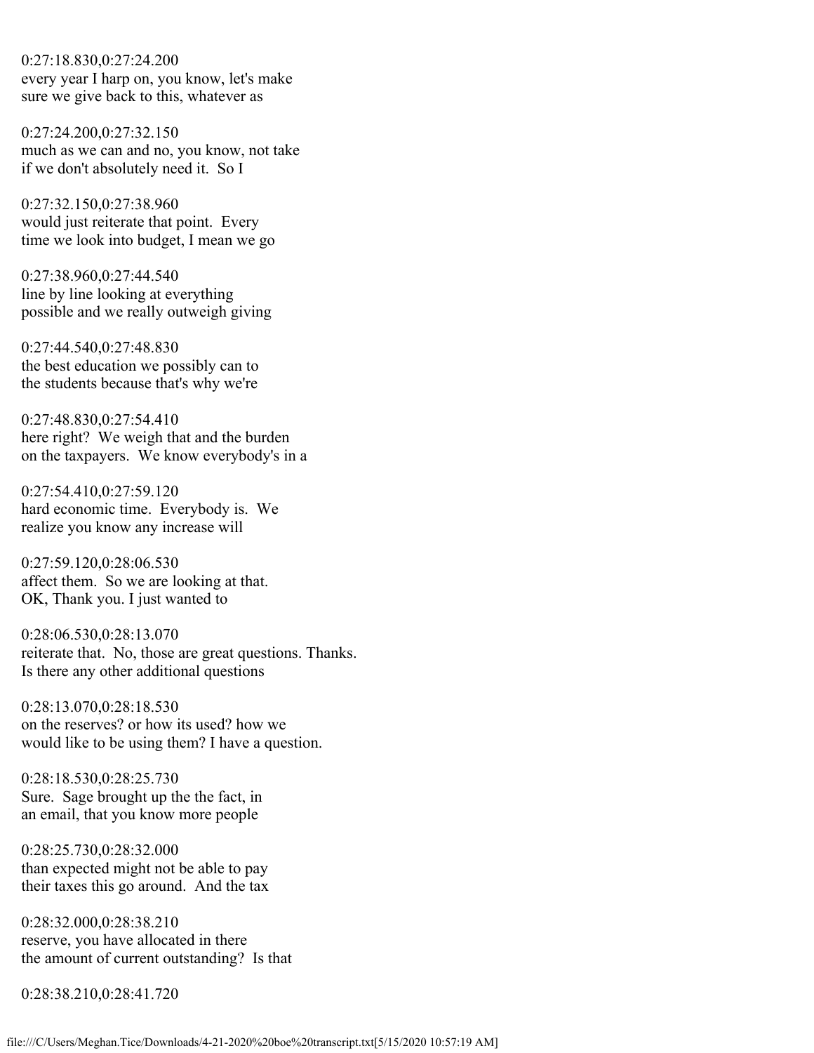0:27:18.830,0:27:24.200
every year I harp on, you know, let's make
sure we give back to this, whatever as

0:27:24.200,0:27:32.150
much as we can and no, you know, not take
if we don't absolutely need it.  So I

0:27:32.150,0:27:38.960
would just reiterate that point.  Every
time we look into budget, I mean we go

0:27:38.960,0:27:44.540
line by line looking at everything
possible and we really outweigh giving

0:27:44.540,0:27:48.830
the best education we possibly can to
the students because that's why we're

0:27:48.830,0:27:54.410
here right?  We weigh that and the burden
on the taxpayers.  We know everybody's in a

0:27:54.410,0:27:59.120
hard economic time.  Everybody is.  We
realize you know any increase will

0:27:59.120,0:28:06.530
affect them.  So we are looking at that.
OK, Thank you. I just wanted to

0:28:06.530,0:28:13.070
reiterate that.  No, those are great questions. Thanks.
Is there any other additional questions

0:28:13.070,0:28:18.530
on the reserves? or how its used? how we
would like to be using them? I have a question.

0:28:18.530,0:28:25.730
Sure.  Sage brought up the the fact, in
an email, that you know more people

0:28:25.730,0:28:32.000
than expected might not be able to pay
their taxes this go around.  And the tax

0:28:32.000,0:28:38.210
reserve, you have allocated in there
the amount of current outstanding?  Is that

0:28:38.210,0:28:41.720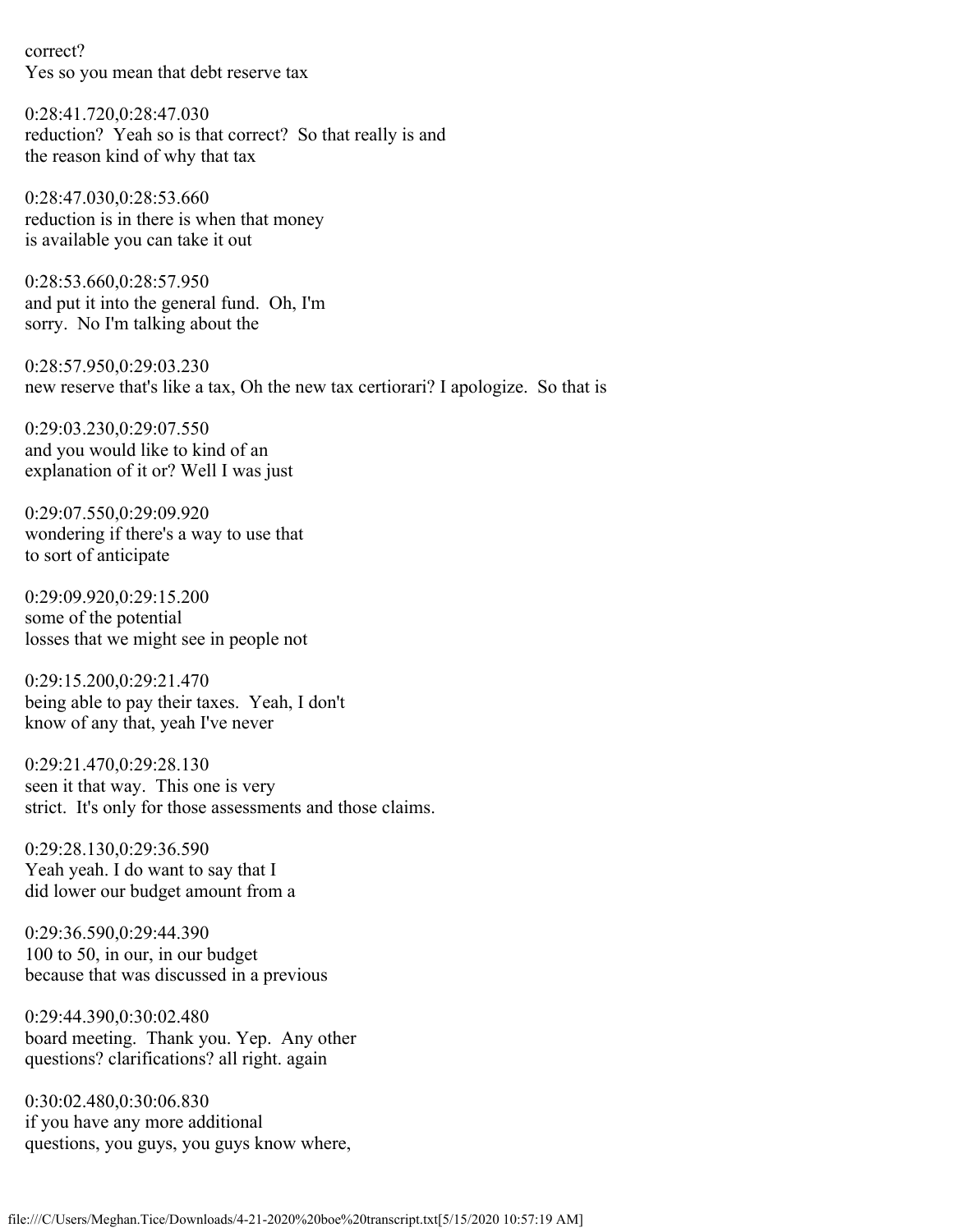correct?
Yes so you mean that debt reserve tax

0:28:41.720,0:28:47.030
reduction? Yeah so is that correct? So that really is and
the reason kind of why that tax

0:28:47.030,0:28:53.660
reduction is in there is when that money
is available you can take it out

0:28:53.660,0:28:57.950
and put it into the general fund. Oh, I'm
sorry. No I'm talking about the

0:28:57.950,0:29:03.230
new reserve that's like a tax, Oh the new tax certiorari? I apologize. So that is

0:29:03.230,0:29:07.550
and you would like to kind of an
explanation of it or? Well I was just

0:29:07.550,0:29:09.920
wondering if there's a way to use that
to sort of anticipate

0:29:09.920,0:29:15.200
some of the potential
losses that we might see in people not

0:29:15.200,0:29:21.470
being able to pay their taxes. Yeah, I don't
know of any that, yeah I've never

0:29:21.470,0:29:28.130
seen it that way. This one is very
strict. It's only for those assessments and those claims.

0:29:28.130,0:29:36.590
Yeah yeah. I do want to say that I
did lower our budget amount from a

0:29:36.590,0:29:44.390
100 to 50, in our, in our budget
because that was discussed in a previous

0:29:44.390,0:30:02.480
board meeting. Thank you. Yep. Any other
questions? clarifications? all right. again

0:30:02.480,0:30:06.830
if you have any more additional
questions, you guys, you guys know where,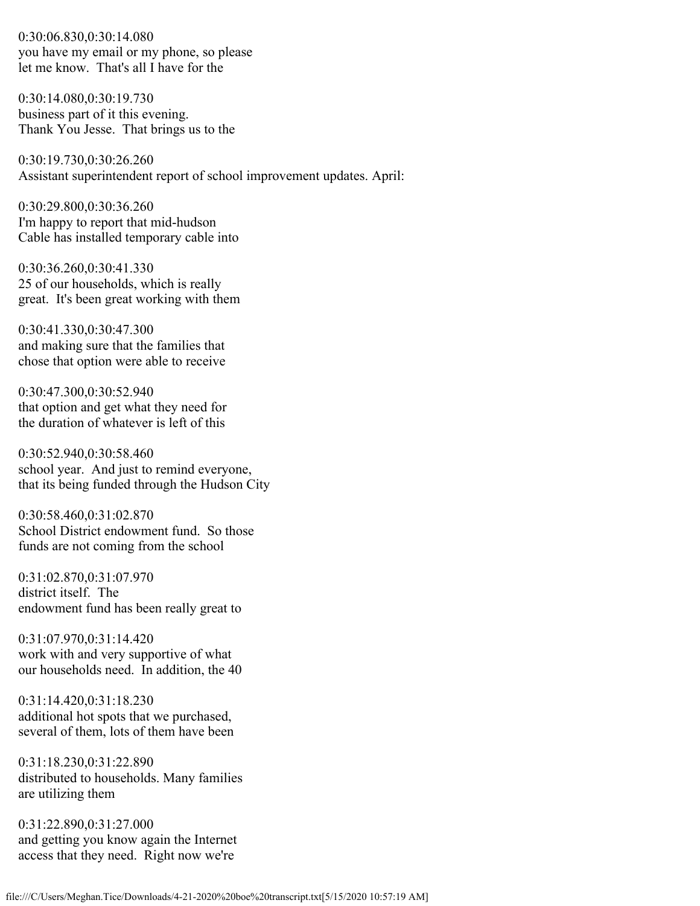0:30:06.830,0:30:14.080
you have my email or my phone, so please
let me know.  That's all I have for the

0:30:14.080,0:30:19.730
business part of it this evening.
Thank You Jesse.  That brings us to the

0:30:19.730,0:30:26.260
Assistant superintendent report of school improvement updates. April:

0:30:29.800,0:30:36.260
I'm happy to report that mid-hudson
Cable has installed temporary cable into

0:30:36.260,0:30:41.330
25 of our households, which is really
great.  It's been great working with them

0:30:41.330,0:30:47.300
and making sure that the families that
chose that option were able to receive

0:30:47.300,0:30:52.940
that option and get what they need for
the duration of whatever is left of this

0:30:52.940,0:30:58.460
school year.  And just to remind everyone,
that its being funded through the Hudson City

0:30:58.460,0:31:02.870
School District endowment fund.  So those
funds are not coming from the school

0:31:02.870,0:31:07.970
district itself.  The
endowment fund has been really great to

0:31:07.970,0:31:14.420
work with and very supportive of what
our households need.  In addition, the 40

0:31:14.420,0:31:18.230
additional hot spots that we purchased,
several of them, lots of them have been

0:31:18.230,0:31:22.890
distributed to households. Many families
are utilizing them

0:31:22.890,0:31:27.000
and getting you know again the Internet
access that they need.  Right now we're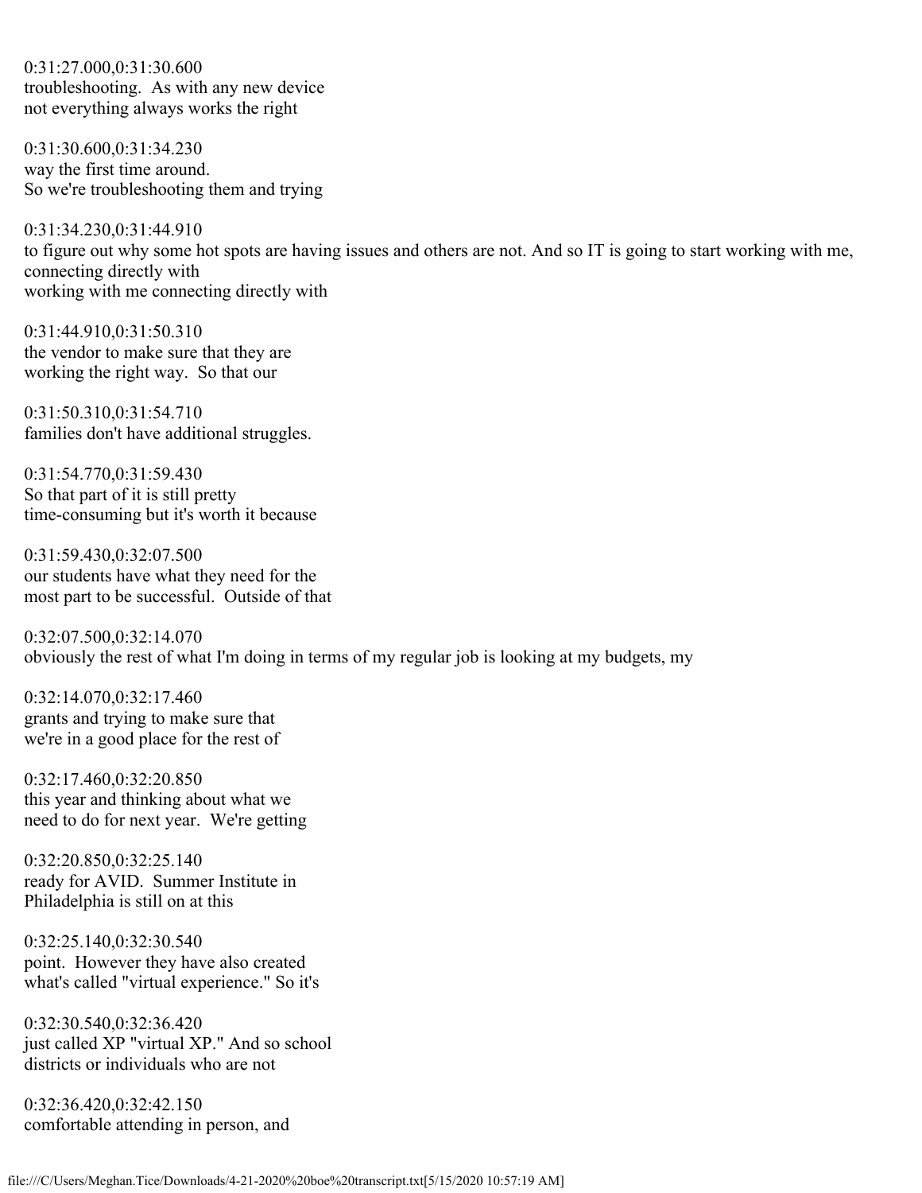0:31:27.000,0:31:30.600
troubleshooting. As with any new device
not everything always works the right

0:31:30.600,0:31:34.230
way the first time around.
So we're troubleshooting them and trying

0:31:34.230,0:31:44.910
to figure out why some hot spots are having issues and others are not. And so IT is going to start working with me, connecting directly with
working with me connecting directly with

0:31:44.910,0:31:50.310
the vendor to make sure that they are
working the right way. So that our

0:31:50.310,0:31:54.710
families don't have additional struggles.

0:31:54.770,0:31:59.430
So that part of it is still pretty
time-consuming but it's worth it because

0:31:59.430,0:32:07.500
our students have what they need for the
most part to be successful. Outside of that

0:32:07.500,0:32:14.070
obviously the rest of what I'm doing in terms of my regular job is looking at my budgets, my

0:32:14.070,0:32:17.460
grants and trying to make sure that
we're in a good place for the rest of

0:32:17.460,0:32:20.850
this year and thinking about what we
need to do for next year. We're getting

0:32:20.850,0:32:25.140
ready for AVID. Summer Institute in
Philadelphia is still on at this

0:32:25.140,0:32:30.540
point. However they have also created
what's called "virtual experience." So it's

0:32:30.540,0:32:36.420
just called XP "virtual XP." And so school
districts or individuals who are not

0:32:36.420,0:32:42.150
comfortable attending in person, and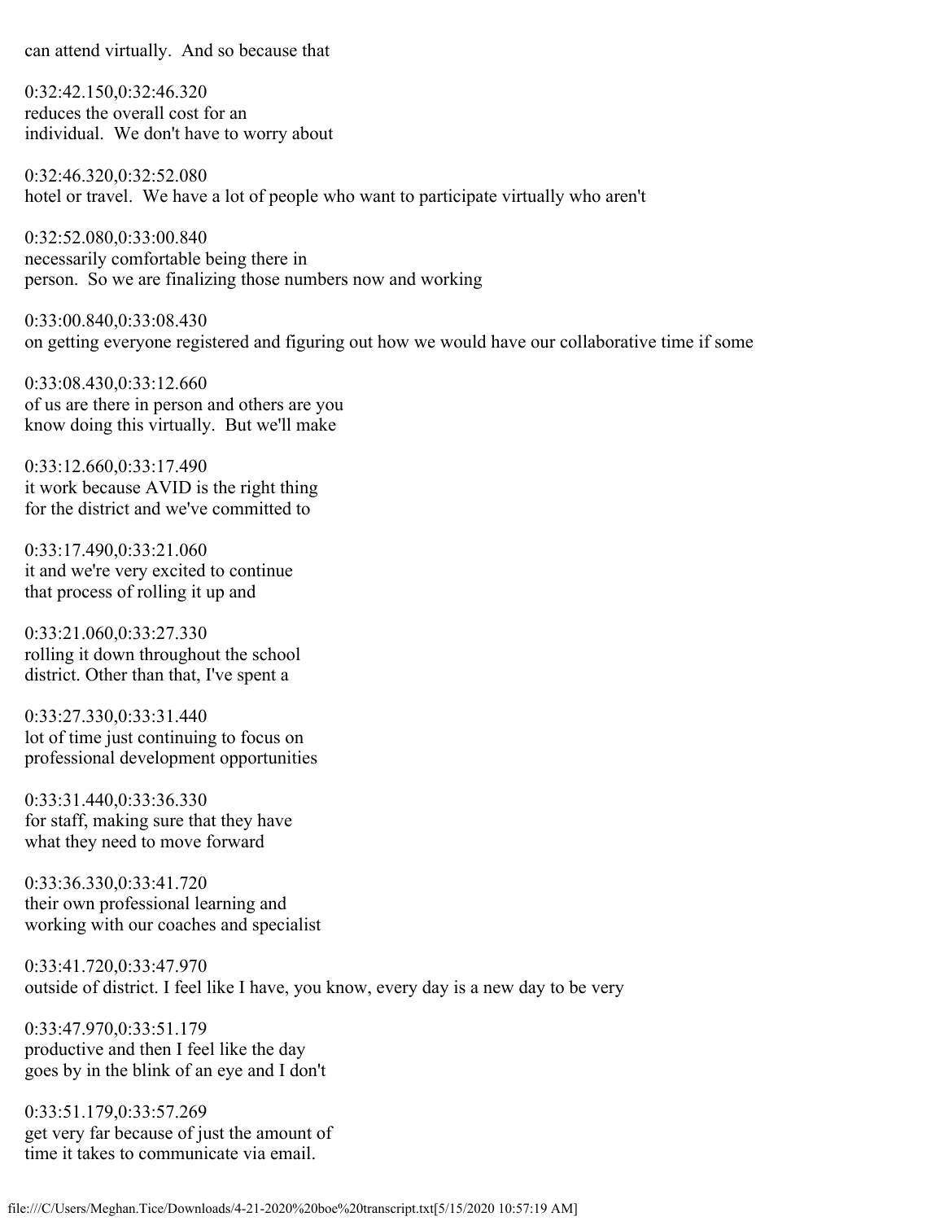can attend virtually. And so because that

0:32:42.150,0:32:46.320
reduces the overall cost for an
individual. We don't have to worry about

0:32:46.320,0:32:52.080
hotel or travel. We have a lot of people who want to participate virtually who aren't

0:32:52.080,0:33:00.840
necessarily comfortable being there in
person. So we are finalizing those numbers now and working

0:33:00.840,0:33:08.430
on getting everyone registered and figuring out how we would have our collaborative time if some

0:33:08.430,0:33:12.660
of us are there in person and others are you
know doing this virtually. But we'll make

0:33:12.660,0:33:17.490
it work because AVID is the right thing
for the district and we've committed to

0:33:17.490,0:33:21.060
it and we're very excited to continue
that process of rolling it up and

0:33:21.060,0:33:27.330
rolling it down throughout the school
district. Other than that, I've spent a

0:33:27.330,0:33:31.440
lot of time just continuing to focus on
professional development opportunities

0:33:31.440,0:33:36.330
for staff, making sure that they have
what they need to move forward

0:33:36.330,0:33:41.720
their own professional learning and
working with our coaches and specialist

0:33:41.720,0:33:47.970
outside of district. I feel like I have, you know, every day is a new day to be very

0:33:47.970,0:33:51.179
productive and then I feel like the day
goes by in the blink of an eye and I don't

0:33:51.179,0:33:57.269
get very far because of just the amount of
time it takes to communicate via email.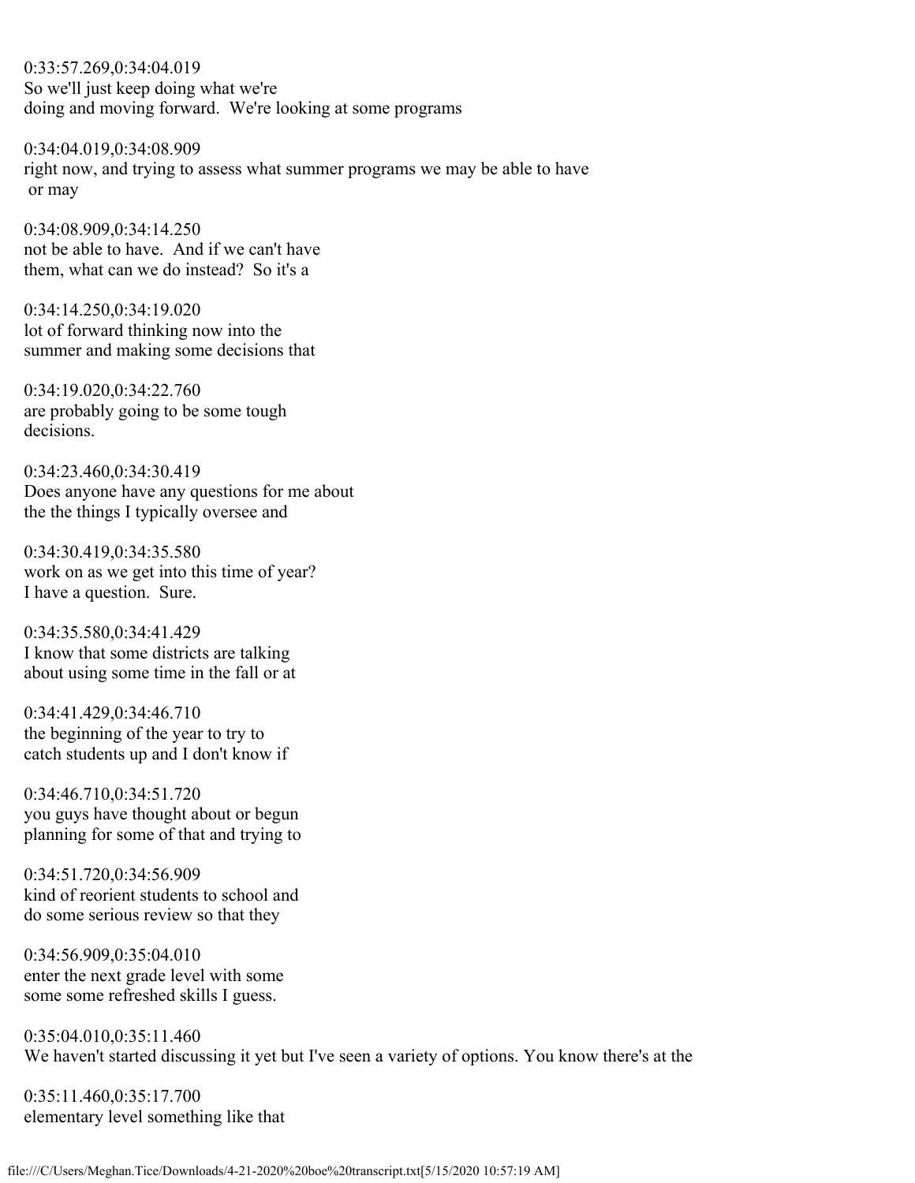0:33:57.269,0:34:04.019
So we'll just keep doing what we're
doing and moving forward.  We're looking at some programs

0:34:04.019,0:34:08.909
right now, and trying to assess what summer programs we may be able to have
 or may

0:34:08.909,0:34:14.250
not be able to have.  And if we can't have
them, what can we do instead?  So it's a

0:34:14.250,0:34:19.020
lot of forward thinking now into the
summer and making some decisions that

0:34:19.020,0:34:22.760
are probably going to be some tough
decisions.

0:34:23.460,0:34:30.419
Does anyone have any questions for me about
the the things I typically oversee and

0:34:30.419,0:34:35.580
work on as we get into this time of year?
I have a question.  Sure.

0:34:35.580,0:34:41.429
I know that some districts are talking
about using some time in the fall or at

0:34:41.429,0:34:46.710
the beginning of the year to try to
catch students up and I don't know if

0:34:46.710,0:34:51.720
you guys have thought about or begun
planning for some of that and trying to

0:34:51.720,0:34:56.909
kind of reorient students to school and
do some serious review so that they

0:34:56.909,0:35:04.010
enter the next grade level with some
some some refreshed skills I guess.

0:35:04.010,0:35:11.460
We haven't started discussing it yet but I've seen a variety of options. You know there's at the

0:35:11.460,0:35:17.700
elementary level something like that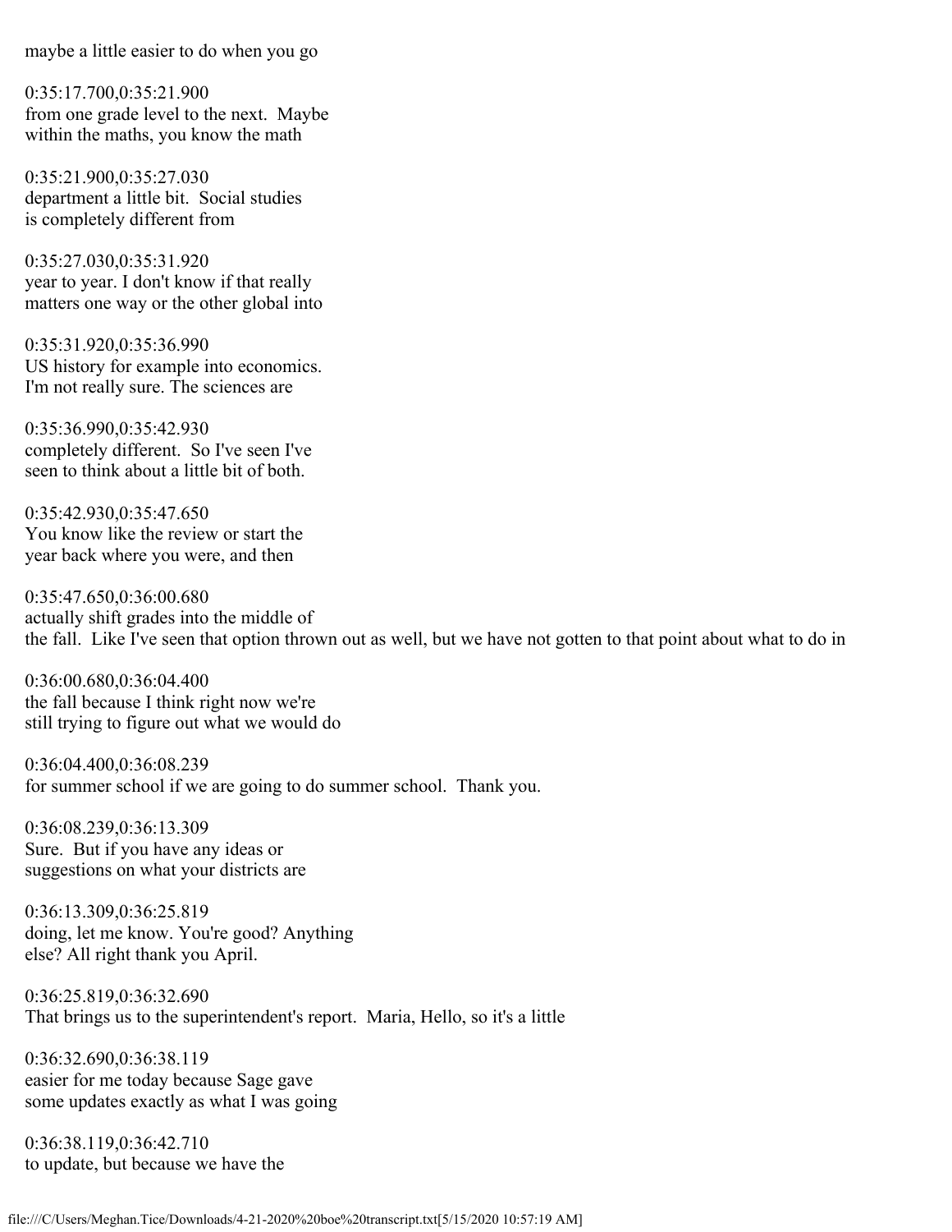maybe a little easier to do when you go

0:35:17.700,0:35:21.900
from one grade level to the next.  Maybe
within the maths, you know the math

0:35:21.900,0:35:27.030
department a little bit.  Social studies
is completely different from

0:35:27.030,0:35:31.920
year to year. I don't know if that really
matters one way or the other global into

0:35:31.920,0:35:36.990
US history for example into economics.
I'm not really sure. The sciences are

0:35:36.990,0:35:42.930
completely different.  So I've seen I've
seen to think about a little bit of both.

0:35:42.930,0:35:47.650
You know like the review or start the
year back where you were, and then

0:35:47.650,0:36:00.680
actually shift grades into the middle of
the fall.  Like I've seen that option thrown out as well, but we have not gotten to that point about what to do in

0:36:00.680,0:36:04.400
the fall because I think right now we're
still trying to figure out what we would do

0:36:04.400,0:36:08.239
for summer school if we are going to do summer school.  Thank you.

0:36:08.239,0:36:13.309
Sure.  But if you have any ideas or
suggestions on what your districts are

0:36:13.309,0:36:25.819
doing, let me know. You're good? Anything
else? All right thank you April.

0:36:25.819,0:36:32.690
That brings us to the superintendent's report.  Maria, Hello, so it's a little

0:36:32.690,0:36:38.119
easier for me today because Sage gave
some updates exactly as what I was going

0:36:38.119,0:36:42.710
to update, but because we have the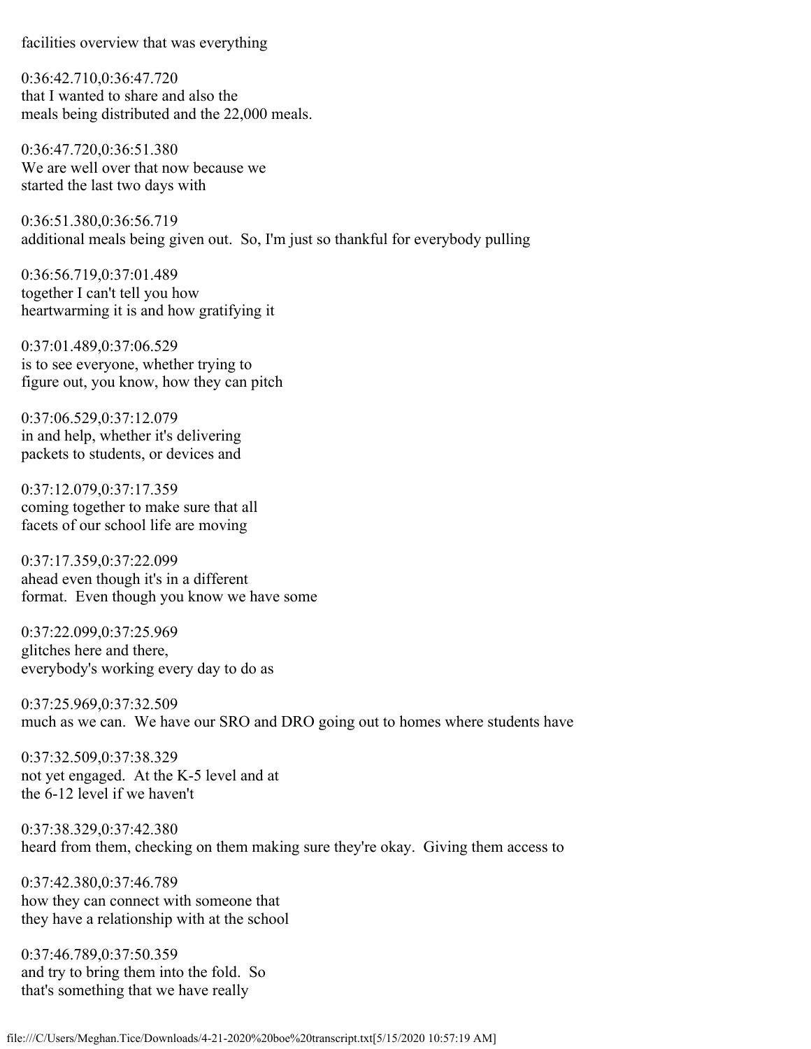facilities overview that was everything

0:36:42.710,0:36:47.720
that I wanted to share and also the
meals being distributed and the 22,000 meals.

0:36:47.720,0:36:51.380
We are well over that now because we
started the last two days with

0:36:51.380,0:36:56.719
additional meals being given out. So, I'm just so thankful for everybody pulling

0:36:56.719,0:37:01.489
together I can't tell you how
heartwarming it is and how gratifying it

0:37:01.489,0:37:06.529
is to see everyone, whether trying to
figure out, you know, how they can pitch

0:37:06.529,0:37:12.079
in and help, whether it's delivering
packets to students, or devices and

0:37:12.079,0:37:17.359
coming together to make sure that all
facets of our school life are moving

0:37:17.359,0:37:22.099
ahead even though it's in a different
format. Even though you know we have some

0:37:22.099,0:37:25.969
glitches here and there,
everybody's working every day to do as

0:37:25.969,0:37:32.509
much as we can. We have our SRO and DRO going out to homes where students have

0:37:32.509,0:37:38.329
not yet engaged. At the K-5 level and at
the 6-12 level if we haven't

0:37:38.329,0:37:42.380
heard from them, checking on them making sure they're okay. Giving them access to

0:37:42.380,0:37:46.789
how they can connect with someone that
they have a relationship with at the school

0:37:46.789,0:37:50.359
and try to bring them into the fold. So
that's something that we have really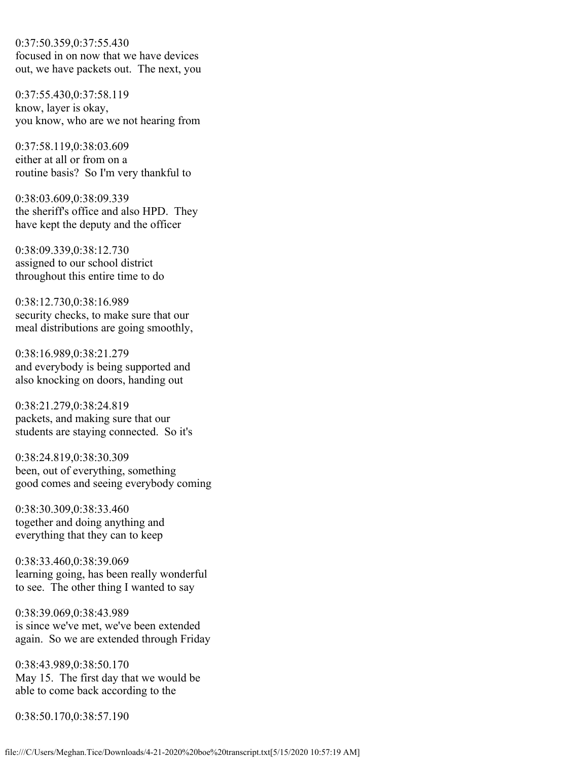0:37:50.359,0:37:55.430
focused in on now that we have devices
out, we have packets out.  The next, you

0:37:55.430,0:37:58.119
know, layer is okay,
you know, who are we not hearing from

0:37:58.119,0:38:03.609
either at all or from on a
routine basis?  So I'm very thankful to

0:38:03.609,0:38:09.339
the sheriff's office and also HPD.  They
have kept the deputy and the officer

0:38:09.339,0:38:12.730
assigned to our school district
throughout this entire time to do

0:38:12.730,0:38:16.989
security checks, to make sure that our
meal distributions are going smoothly,

0:38:16.989,0:38:21.279
and everybody is being supported and
also knocking on doors, handing out

0:38:21.279,0:38:24.819
packets, and making sure that our
students are staying connected.  So it's

0:38:24.819,0:38:30.309
been, out of everything, something
good comes and seeing everybody coming

0:38:30.309,0:38:33.460
together and doing anything and
everything that they can to keep

0:38:33.460,0:38:39.069
learning going, has been really wonderful
to see.  The other thing I wanted to say

0:38:39.069,0:38:43.989
is since we've met, we've been extended
again.  So we are extended through Friday

0:38:43.989,0:38:50.170
May 15.  The first day that we would be
able to come back according to the

0:38:50.170,0:38:57.190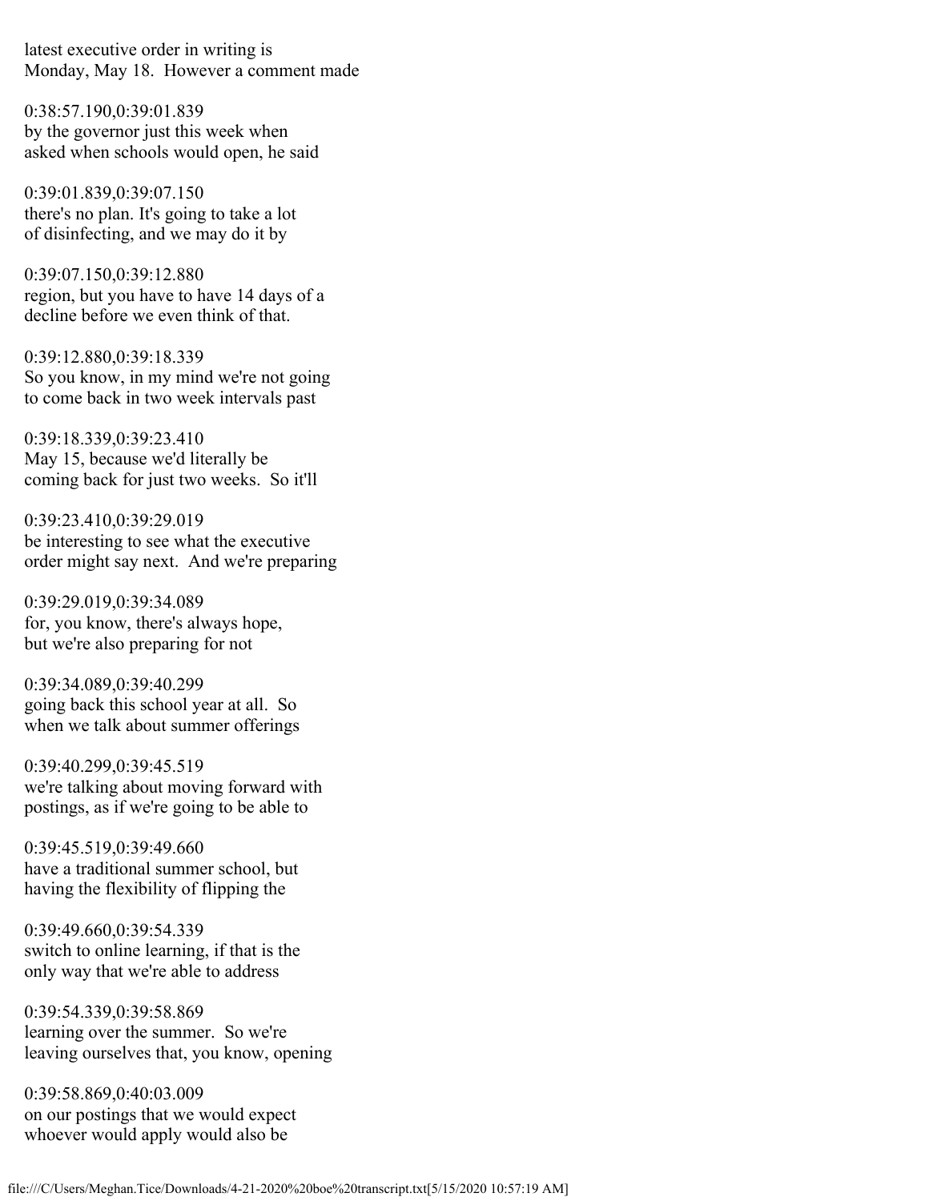latest executive order in writing is
Monday, May 18. However a comment made

0:38:57.190,0:39:01.839
by the governor just this week when
asked when schools would open, he said

0:39:01.839,0:39:07.150
there's no plan. It's going to take a lot
of disinfecting, and we may do it by

0:39:07.150,0:39:12.880
region, but you have to have 14 days of a
decline before we even think of that.

0:39:12.880,0:39:18.339
So you know, in my mind we're not going
to come back in two week intervals past

0:39:18.339,0:39:23.410
May 15, because we'd literally be
coming back for just two weeks. So it'll

0:39:23.410,0:39:29.019
be interesting to see what the executive
order might say next. And we're preparing

0:39:29.019,0:39:34.089
for, you know, there's always hope,
but we're also preparing for not

0:39:34.089,0:39:40.299
going back this school year at all. So
when we talk about summer offerings

0:39:40.299,0:39:45.519
we're talking about moving forward with
postings, as if we're going to be able to

0:39:45.519,0:39:49.660
have a traditional summer school, but
having the flexibility of flipping the

0:39:49.660,0:39:54.339
switch to online learning, if that is the
only way that we're able to address

0:39:54.339,0:39:58.869
learning over the summer. So we're
leaving ourselves that, you know, opening

0:39:58.869,0:40:03.009
on our postings that we would expect
whoever would apply would also be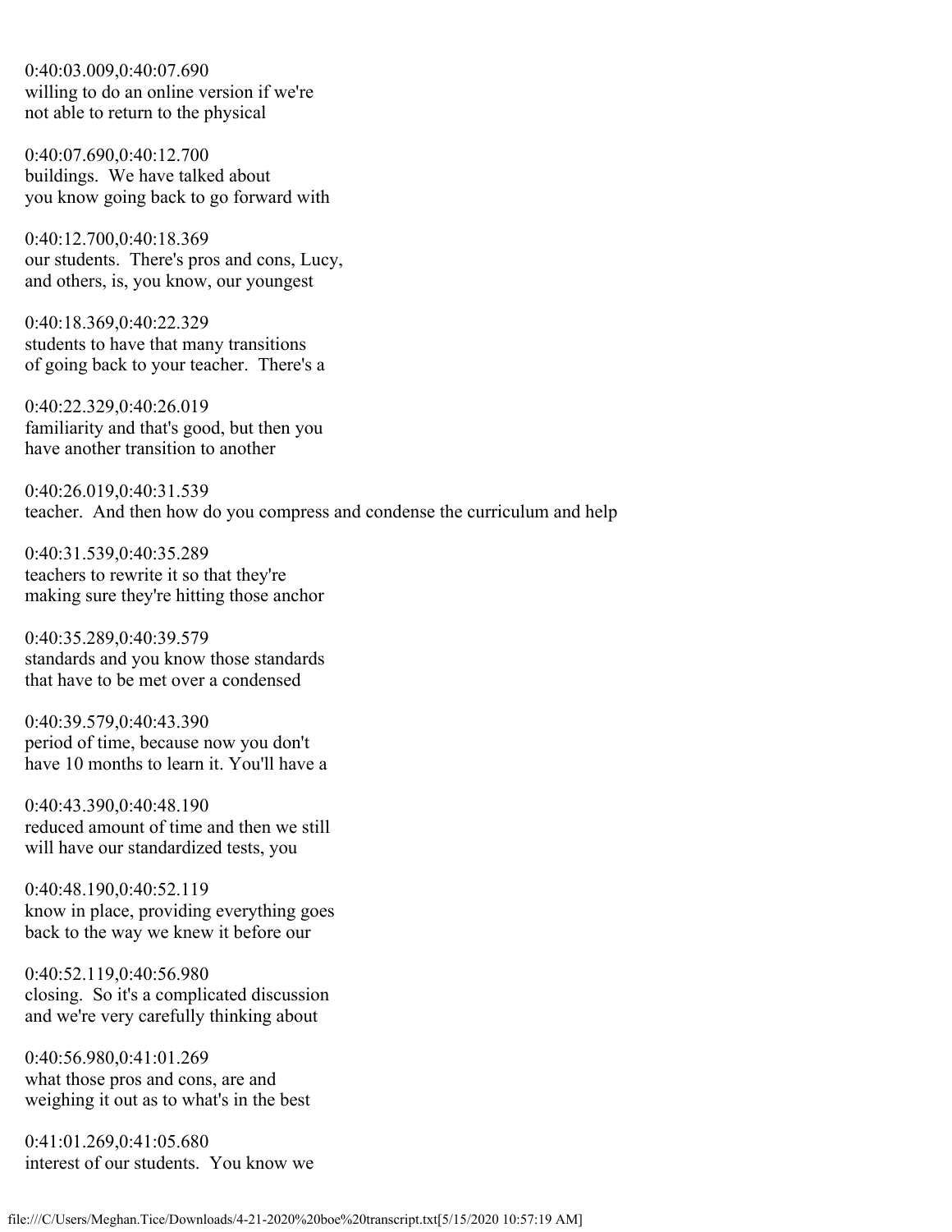0:40:03.009,0:40:07.690
willing to do an online version if we're
not able to return to the physical

0:40:07.690,0:40:12.700
buildings. We have talked about
you know going back to go forward with

0:40:12.700,0:40:18.369
our students. There's pros and cons, Lucy,
and others, is, you know, our youngest

0:40:18.369,0:40:22.329
students to have that many transitions
of going back to your teacher. There's a

0:40:22.329,0:40:26.019
familiarity and that's good, but then you
have another transition to another

0:40:26.019,0:40:31.539
teacher. And then how do you compress and condense the curriculum and help

0:40:31.539,0:40:35.289
teachers to rewrite it so that they're
making sure they're hitting those anchor

0:40:35.289,0:40:39.579
standards and you know those standards
that have to be met over a condensed

0:40:39.579,0:40:43.390
period of time, because now you don't
have 10 months to learn it. You'll have a

0:40:43.390,0:40:48.190
reduced amount of time and then we still
will have our standardized tests, you

0:40:48.190,0:40:52.119
know in place, providing everything goes
back to the way we knew it before our

0:40:52.119,0:40:56.980
closing. So it's a complicated discussion
and we're very carefully thinking about

0:40:56.980,0:41:01.269
what those pros and cons, are and
weighing it out as to what's in the best

0:41:01.269,0:41:05.680
interest of our students. You know we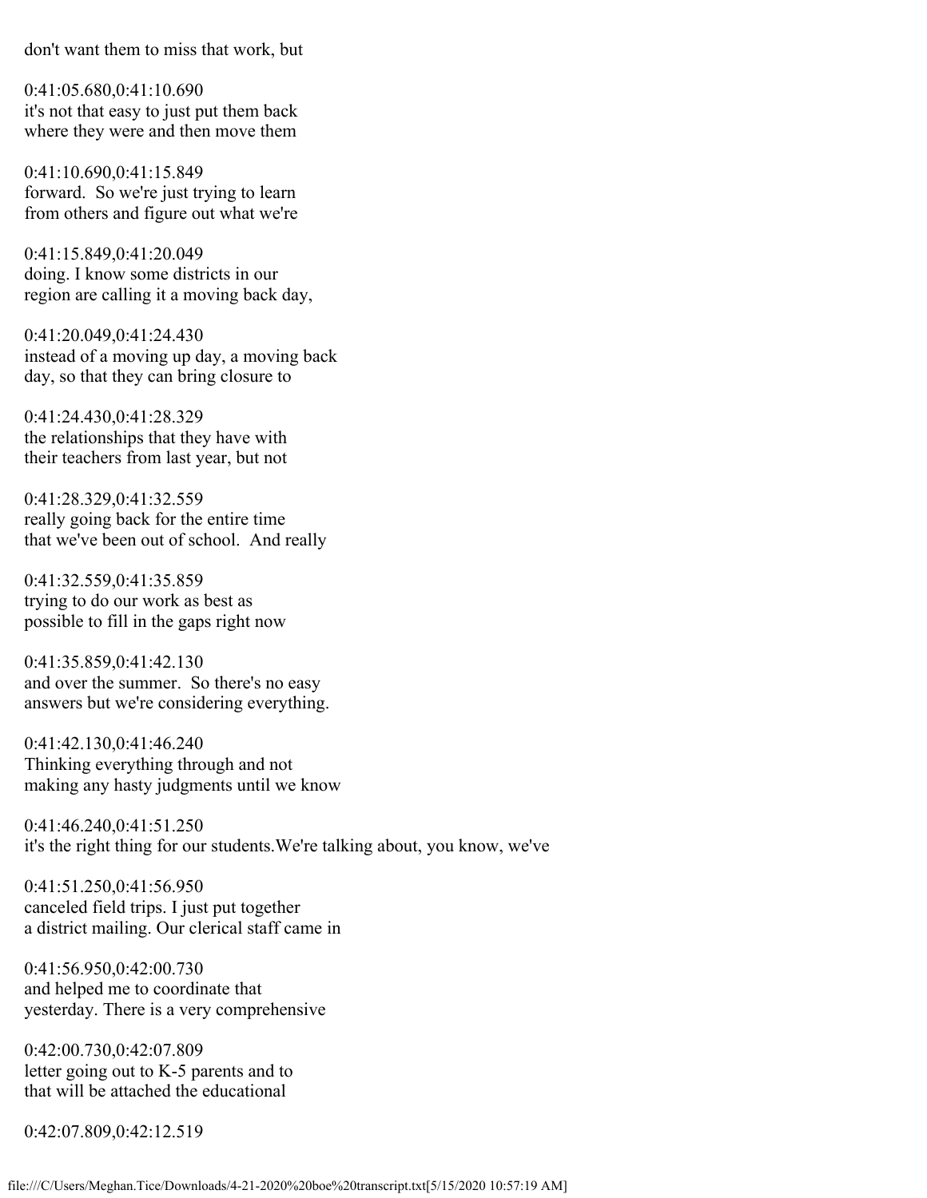don't want them to miss that work, but

0:41:05.680,0:41:10.690
it's not that easy to just put them back
where they were and then move them

0:41:10.690,0:41:15.849
forward.  So we're just trying to learn
from others and figure out what we're

0:41:15.849,0:41:20.049
doing. I know some districts in our
region are calling it a moving back day,

0:41:20.049,0:41:24.430
instead of a moving up day, a moving back
day, so that they can bring closure to

0:41:24.430,0:41:28.329
the relationships that they have with
their teachers from last year, but not

0:41:28.329,0:41:32.559
really going back for the entire time
that we've been out of school.  And really

0:41:32.559,0:41:35.859
trying to do our work as best as
possible to fill in the gaps right now

0:41:35.859,0:41:42.130
and over the summer.  So there's no easy
answers but we're considering everything.

0:41:42.130,0:41:46.240
Thinking everything through and not
making any hasty judgments until we know

0:41:46.240,0:41:51.250
it's the right thing for our students.We're talking about, you know, we've

0:41:51.250,0:41:56.950
canceled field trips. I just put together
a district mailing. Our clerical staff came in

0:41:56.950,0:42:00.730
and helped me to coordinate that
yesterday. There is a very comprehensive

0:42:00.730,0:42:07.809
letter going out to K-5 parents and to
that will be attached the educational

0:42:07.809,0:42:12.519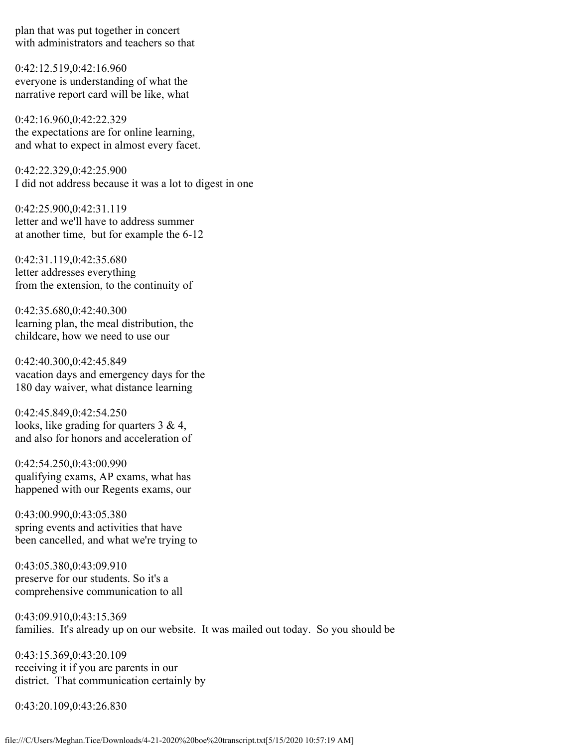plan that was put together in concert
with administrators and teachers so that

0:42:12.519,0:42:16.960
everyone is understanding of what the
narrative report card will be like, what

0:42:16.960,0:42:22.329
the expectations are for online learning,
and what to expect in almost every facet.

0:42:22.329,0:42:25.900
I did not address because it was a lot to digest in one

0:42:25.900,0:42:31.119
letter and we'll have to address summer
at another time,  but for example the 6-12

0:42:31.119,0:42:35.680
letter addresses everything
from the extension, to the continuity of

0:42:35.680,0:42:40.300
learning plan, the meal distribution, the
childcare, how we need to use our

0:42:40.300,0:42:45.849
vacation days and emergency days for the
180 day waiver, what distance learning

0:42:45.849,0:42:54.250
looks, like grading for quarters 3 & 4,
and also for honors and acceleration of

0:42:54.250,0:43:00.990
qualifying exams, AP exams, what has
happened with our Regents exams, our

0:43:00.990,0:43:05.380
spring events and activities that have
been cancelled, and what we're trying to

0:43:05.380,0:43:09.910
preserve for our students. So it's a
comprehensive communication to all

0:43:09.910,0:43:15.369
families.  It's already up on our website.  It was mailed out today.  So you should be

0:43:15.369,0:43:20.109
receiving it if you are parents in our
district.  That communication certainly by

0:43:20.109,0:43:26.830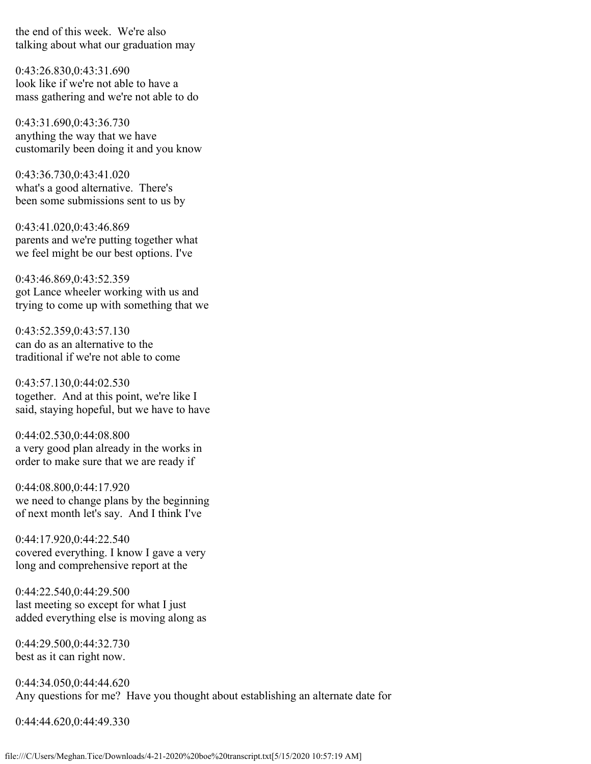the end of this week. We're also
talking about what our graduation may

0:43:26.830,0:43:31.690
look like if we're not able to have a
mass gathering and we're not able to do

0:43:31.690,0:43:36.730
anything the way that we have
customarily been doing it and you know

0:43:36.730,0:43:41.020
what's a good alternative. There's
been some submissions sent to us by

0:43:41.020,0:43:46.869
parents and we're putting together what
we feel might be our best options. I've

0:43:46.869,0:43:52.359
got Lance wheeler working with us and
trying to come up with something that we

0:43:52.359,0:43:57.130
can do as an alternative to the
traditional if we're not able to come

0:43:57.130,0:44:02.530
together. And at this point, we're like I
said, staying hopeful, but we have to have

0:44:02.530,0:44:08.800
a very good plan already in the works in
order to make sure that we are ready if

0:44:08.800,0:44:17.920
we need to change plans by the beginning
of next month let's say. And I think I've

0:44:17.920,0:44:22.540
covered everything. I know I gave a very
long and comprehensive report at the

0:44:22.540,0:44:29.500
last meeting so except for what I just
added everything else is moving along as

0:44:29.500,0:44:32.730
best as it can right now.

0:44:34.050,0:44:44.620
Any questions for me? Have you thought about establishing an alternate date for

0:44:44.620,0:44:49.330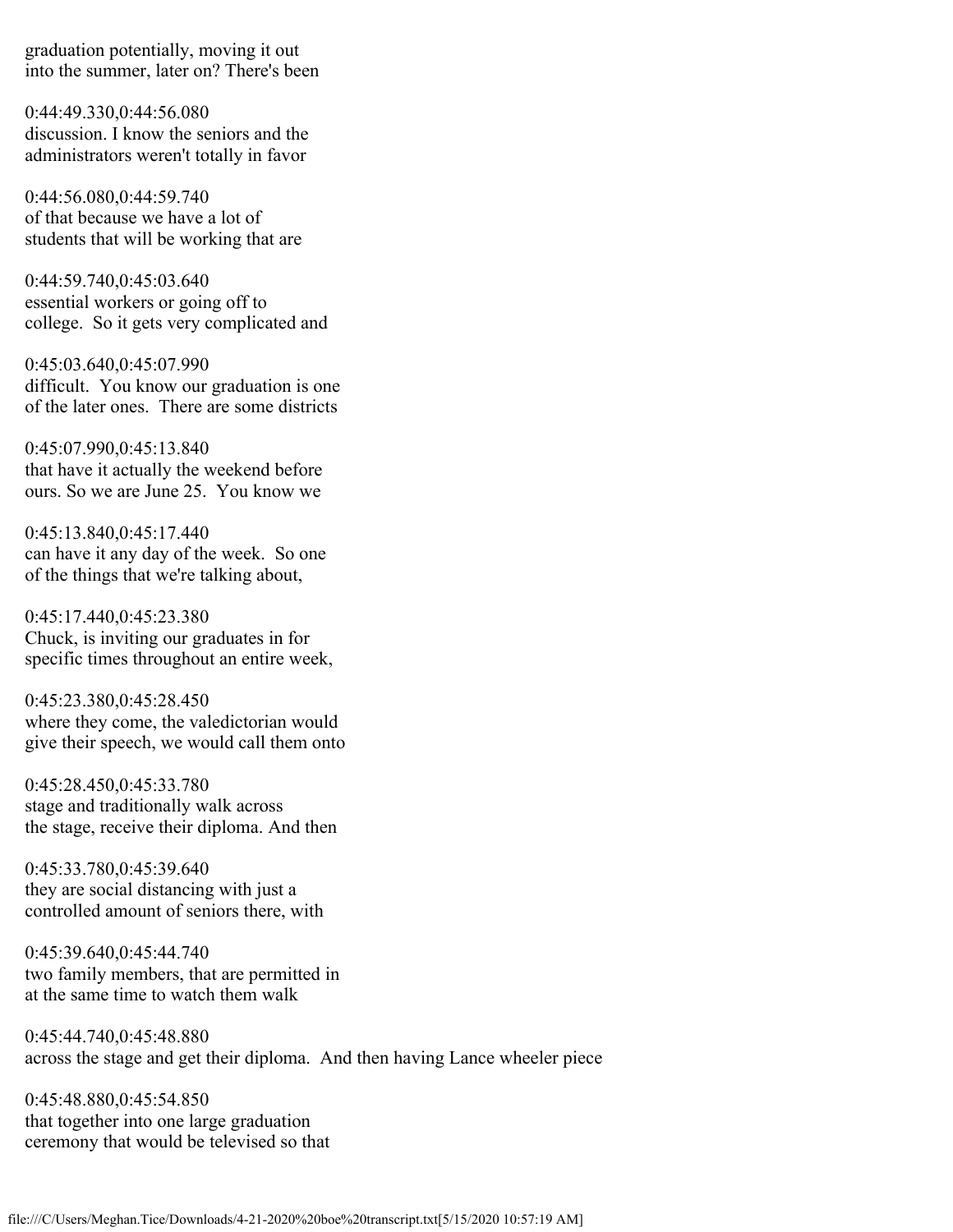graduation potentially, moving it out
into the summer, later on? There's been

0:44:49.330,0:44:56.080
discussion. I know the seniors and the
administrators weren't totally in favor

0:44:56.080,0:44:59.740
of that because we have a lot of
students that will be working that are

0:44:59.740,0:45:03.640
essential workers or going off to
college. So it gets very complicated and

0:45:03.640,0:45:07.990
difficult. You know our graduation is one
of the later ones. There are some districts

0:45:07.990,0:45:13.840
that have it actually the weekend before
ours. So we are June 25. You know we

0:45:13.840,0:45:17.440
can have it any day of the week. So one
of the things that we're talking about,

0:45:17.440,0:45:23.380
Chuck, is inviting our graduates in for
specific times throughout an entire week,

0:45:23.380,0:45:28.450
where they come, the valedictorian would
give their speech, we would call them onto

0:45:28.450,0:45:33.780
stage and traditionally walk across
the stage, receive their diploma. And then

0:45:33.780,0:45:39.640
they are social distancing with just a
controlled amount of seniors there, with

0:45:39.640,0:45:44.740
two family members, that are permitted in
at the same time to watch them walk

0:45:44.740,0:45:48.880
across the stage and get their diploma. And then having Lance wheeler piece

0:45:48.880,0:45:54.850
that together into one large graduation
ceremony that would be televised so that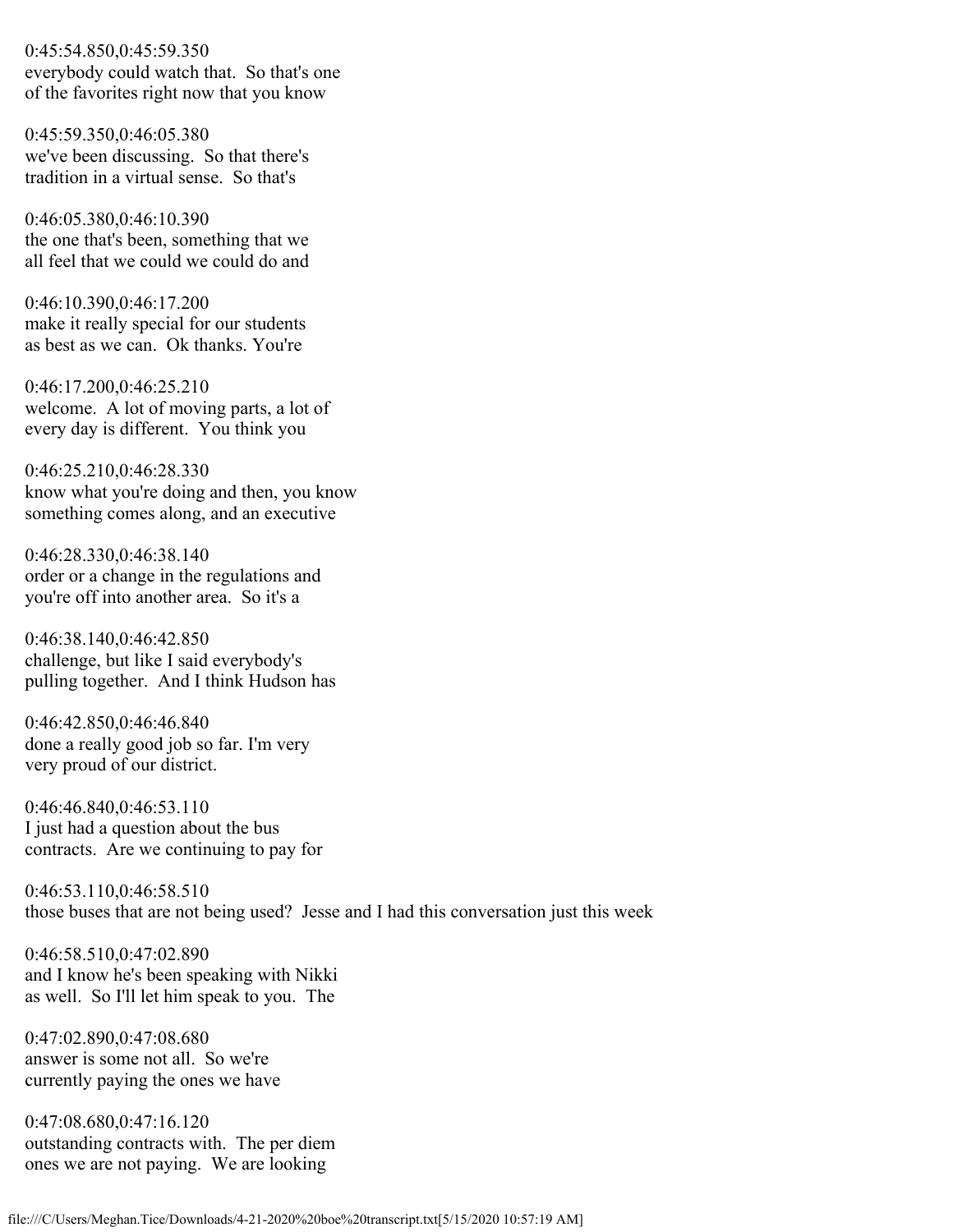0:45:54.850,0:45:59.350
everybody could watch that. So that's one
of the favorites right now that you know

0:45:59.350,0:46:05.380
we've been discussing. So that there's
tradition in a virtual sense. So that's

0:46:05.380,0:46:10.390
the one that's been, something that we
all feel that we could we could do and

0:46:10.390,0:46:17.200
make it really special for our students
as best as we can. Ok thanks. You're

0:46:17.200,0:46:25.210
welcome. A lot of moving parts, a lot of
every day is different. You think you

0:46:25.210,0:46:28.330
know what you're doing and then, you know
something comes along, and an executive

0:46:28.330,0:46:38.140
order or a change in the regulations and
you're off into another area. So it's a

0:46:38.140,0:46:42.850
challenge, but like I said everybody's
pulling together. And I think Hudson has

0:46:42.850,0:46:46.840
done a really good job so far. I'm very
very proud of our district.

0:46:46.840,0:46:53.110
I just had a question about the bus
contracts. Are we continuing to pay for

0:46:53.110,0:46:58.510
those buses that are not being used? Jesse and I had this conversation just this week

0:46:58.510,0:47:02.890
and I know he's been speaking with Nikki
as well. So I'll let him speak to you. The

0:47:02.890,0:47:08.680
answer is some not all. So we're
currently paying the ones we have

0:47:08.680,0:47:16.120
outstanding contracts with. The per diem
ones we are not paying. We are looking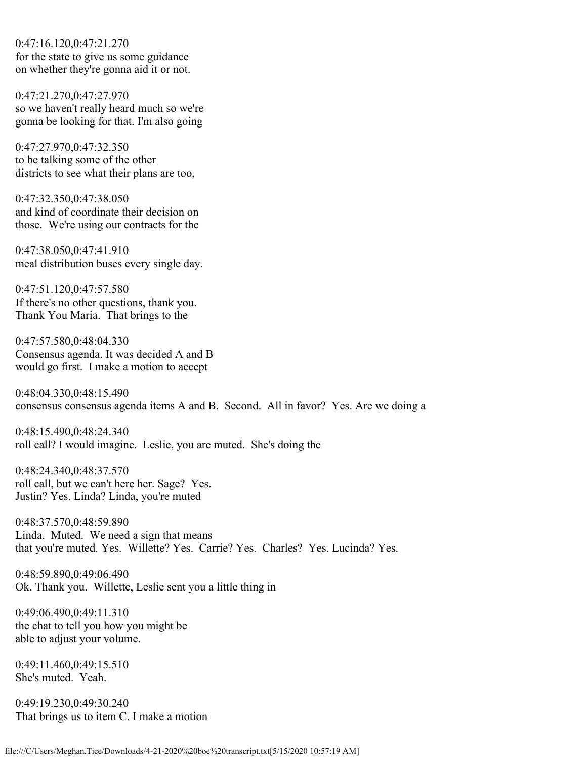0:47:16.120,0:47:21.270
for the state to give us some guidance
on whether they're gonna aid it or not.

0:47:21.270,0:47:27.970
so we haven't really heard much so we're
gonna be looking for that. I'm also going

0:47:27.970,0:47:32.350
to be talking some of the other
districts to see what their plans are too,

0:47:32.350,0:47:38.050
and kind of coordinate their decision on
those.  We're using our contracts for the

0:47:38.050,0:47:41.910
meal distribution buses every single day.

0:47:51.120,0:47:57.580
If there's no other questions, thank you.
Thank You Maria.  That brings to the

0:47:57.580,0:48:04.330
Consensus agenda. It was decided A and B
would go first.  I make a motion to accept

0:48:04.330,0:48:15.490
consensus consensus agenda items A and B.  Second.  All in favor?  Yes. Are we doing a

0:48:15.490,0:48:24.340
roll call? I would imagine.  Leslie, you are muted.  She's doing the

0:48:24.340,0:48:37.570
roll call, but we can't here her. Sage?  Yes.
Justin? Yes. Linda? Linda, you're muted

0:48:37.570,0:48:59.890
Linda.  Muted.  We need a sign that means
that you're muted. Yes.  Willette? Yes.  Carrie? Yes.  Charles?  Yes. Lucinda? Yes.

0:48:59.890,0:49:06.490
Ok. Thank you.  Willette, Leslie sent you a little thing in

0:49:06.490,0:49:11.310
the chat to tell you how you might be
able to adjust your volume.

0:49:11.460,0:49:15.510
She's muted.  Yeah.

0:49:19.230,0:49:30.240
That brings us to item C. I make a motion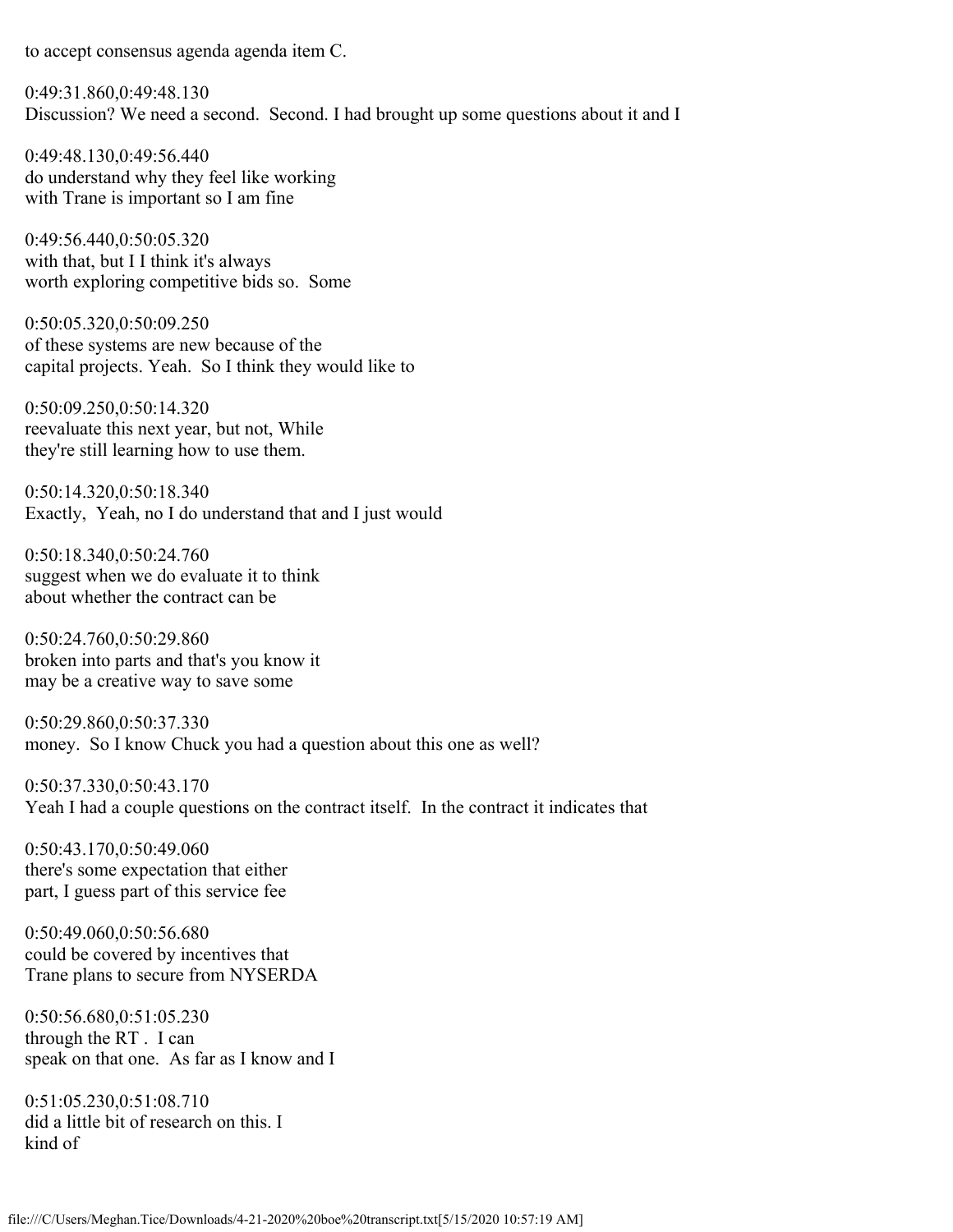to accept consensus agenda agenda item C.

0:49:31.860,0:49:48.130
Discussion? We need a second.  Second. I had brought up some questions about it and I

0:49:48.130,0:49:56.440
do understand why they feel like working
with Trane is important so I am fine

0:49:56.440,0:50:05.320
with that, but I I think it's always
worth exploring competitive bids so.  Some

0:50:05.320,0:50:09.250
of these systems are new because of the
capital projects. Yeah.  So I think they would like to

0:50:09.250,0:50:14.320
reevaluate this next year, but not, While
they're still learning how to use them.

0:50:14.320,0:50:18.340
Exactly,  Yeah, no I do understand that and I just would

0:50:18.340,0:50:24.760
suggest when we do evaluate it to think
about whether the contract can be

0:50:24.760,0:50:29.860
broken into parts and that's you know it
may be a creative way to save some

0:50:29.860,0:50:37.330
money.  So I know Chuck you had a question about this one as well?

0:50:37.330,0:50:43.170
Yeah I had a couple questions on the contract itself.  In the contract it indicates that

0:50:43.170,0:50:49.060
there's some expectation that either
part, I guess part of this service fee

0:50:49.060,0:50:56.680
could be covered by incentives that
Trane plans to secure from NYSERDA

0:50:56.680,0:51:05.230
through the RT .  I can
speak on that one.  As far as I know and I

0:51:05.230,0:51:08.710
did a little bit of research on this. I
kind of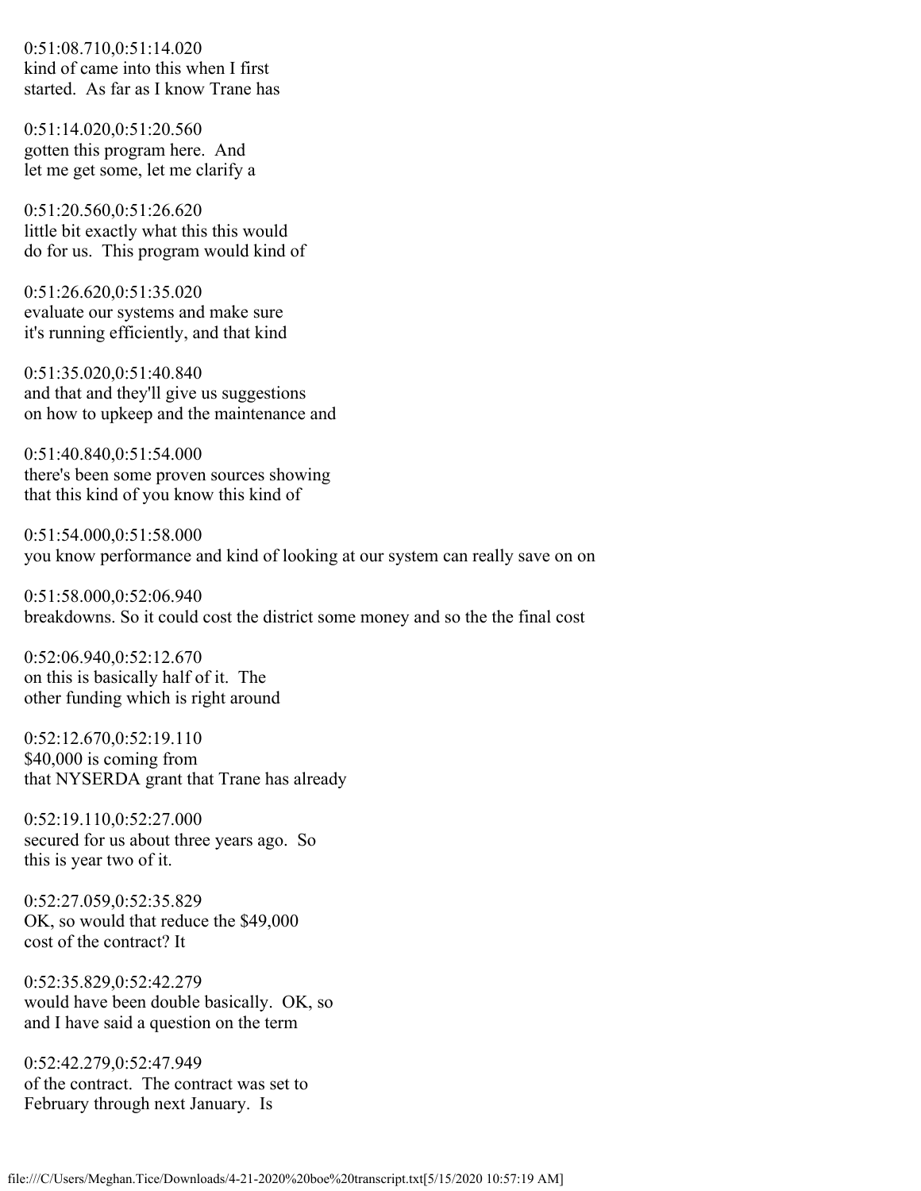0:51:08.710,0:51:14.020
kind of came into this when I first
started.  As far as I know Trane has

0:51:14.020,0:51:20.560
gotten this program here.  And
let me get some, let me clarify a

0:51:20.560,0:51:26.620
little bit exactly what this this would
do for us.  This program would kind of

0:51:26.620,0:51:35.020
evaluate our systems and make sure
it's running efficiently, and that kind

0:51:35.020,0:51:40.840
and that and they'll give us suggestions
on how to upkeep and the maintenance and

0:51:40.840,0:51:54.000
there's been some proven sources showing
that this kind of you know this kind of

0:51:54.000,0:51:58.000
you know performance and kind of looking at our system can really save on on

0:51:58.000,0:52:06.940
breakdowns. So it could cost the district some money and so the the final cost

0:52:06.940,0:52:12.670
on this is basically half of it.  The
other funding which is right around

0:52:12.670,0:52:19.110
$40,000 is coming from
that NYSERDA grant that Trane has already

0:52:19.110,0:52:27.000
secured for us about three years ago.  So
this is year two of it.

0:52:27.059,0:52:35.829
OK, so would that reduce the $49,000
cost of the contract? It

0:52:35.829,0:52:42.279
would have been double basically.  OK, so
and I have said a question on the term

0:52:42.279,0:52:47.949
of the contract.  The contract was set to
February through next January.  Is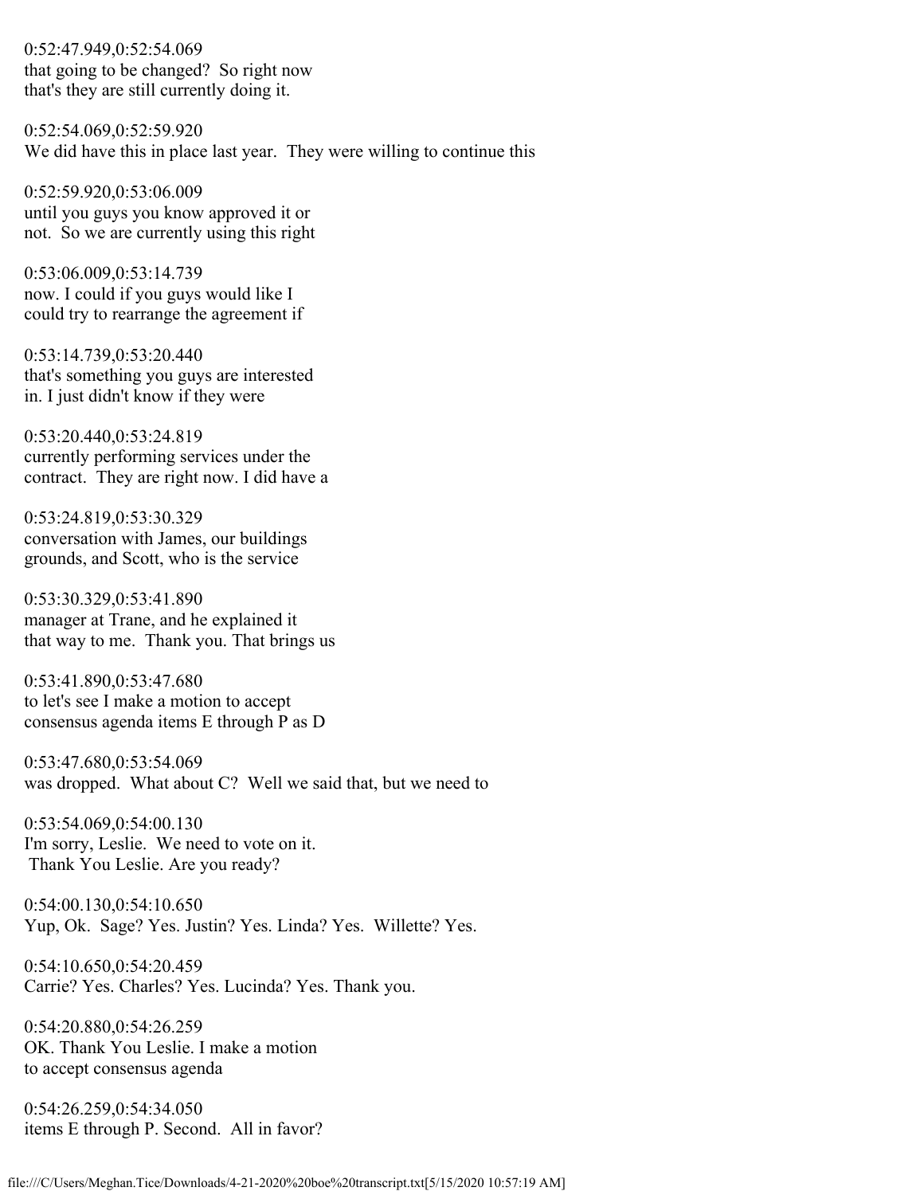0:52:47.949,0:52:54.069
that going to be changed? So right now
that's they are still currently doing it.

0:52:54.069,0:52:59.920
We did have this in place last year. They were willing to continue this

0:52:59.920,0:53:06.009
until you guys you know approved it or
not. So we are currently using this right

0:53:06.009,0:53:14.739
now. I could if you guys would like I
could try to rearrange the agreement if

0:53:14.739,0:53:20.440
that's something you guys are interested
in. I just didn't know if they were

0:53:20.440,0:53:24.819
currently performing services under the
contract. They are right now. I did have a

0:53:24.819,0:53:30.329
conversation with James, our buildings
grounds, and Scott, who is the service

0:53:30.329,0:53:41.890
manager at Trane, and he explained it
that way to me. Thank you. That brings us

0:53:41.890,0:53:47.680
to let's see I make a motion to accept
consensus agenda items E through P as D

0:53:47.680,0:53:54.069
was dropped. What about C? Well we said that, but we need to

0:53:54.069,0:54:00.130
I'm sorry, Leslie. We need to vote on it.
Thank You Leslie. Are you ready?

0:54:00.130,0:54:10.650
Yup, Ok. Sage? Yes. Justin? Yes. Linda? Yes. Willette? Yes.

0:54:10.650,0:54:20.459
Carrie? Yes. Charles? Yes. Lucinda? Yes. Thank you.

0:54:20.880,0:54:26.259
OK. Thank You Leslie. I make a motion
to accept consensus agenda

0:54:26.259,0:54:34.050
items E through P. Second. All in favor?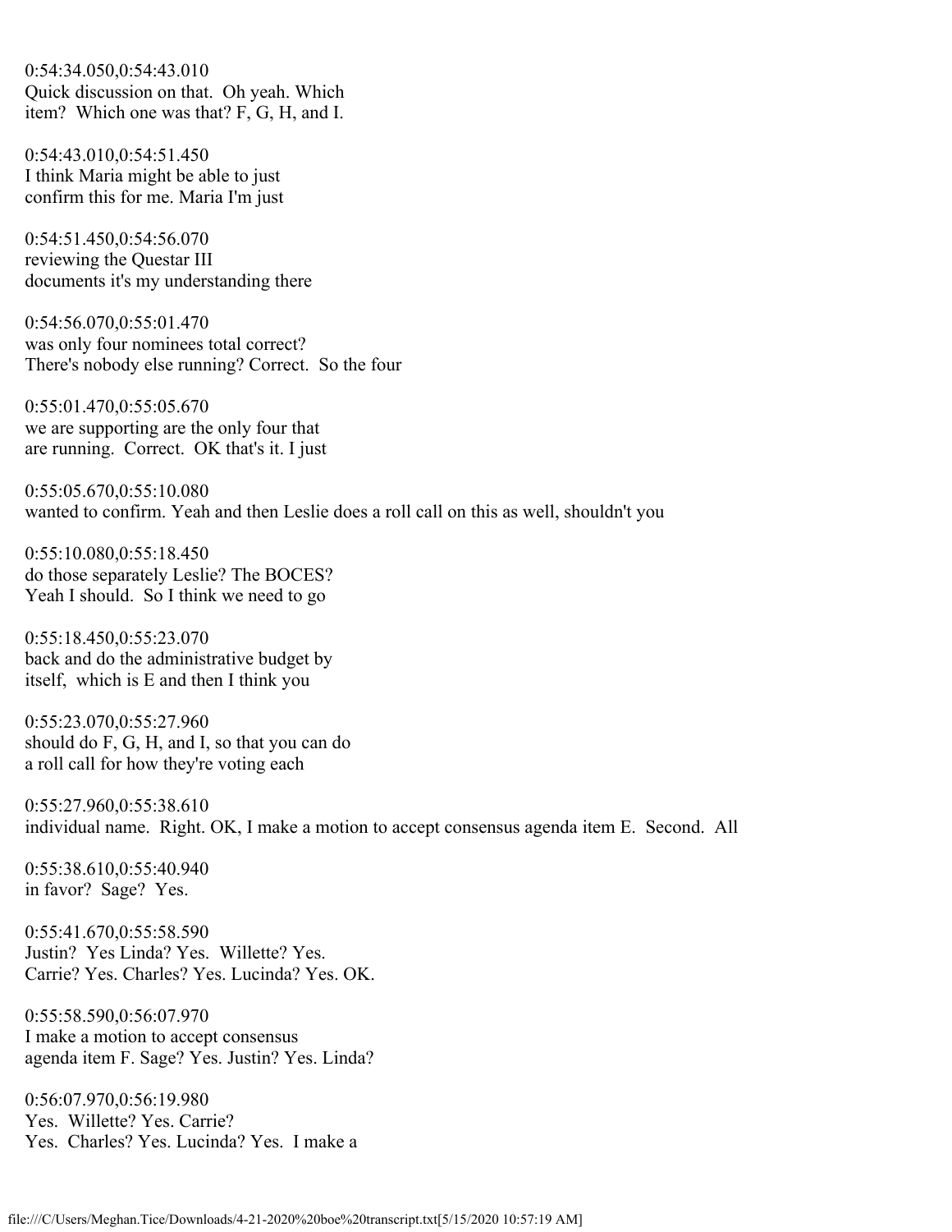0:54:34.050,0:54:43.010
Quick discussion on that. Oh yeah. Which item? Which one was that? F, G, H, and I.

0:54:43.010,0:54:51.450
I think Maria might be able to just confirm this for me. Maria I'm just

0:54:51.450,0:54:56.070
reviewing the Questar III documents it's my understanding there

0:54:56.070,0:55:01.470
was only four nominees total correct? There's nobody else running? Correct. So the four

0:55:01.470,0:55:05.670
we are supporting are the only four that are running. Correct. OK that's it. I just

0:55:05.670,0:55:10.080
wanted to confirm. Yeah and then Leslie does a roll call on this as well, shouldn't you

0:55:10.080,0:55:18.450
do those separately Leslie? The BOCES? Yeah I should. So I think we need to go

0:55:18.450,0:55:23.070
back and do the administrative budget by itself, which is E and then I think you

0:55:23.070,0:55:27.960
should do F, G, H, and I, so that you can do a roll call for how they're voting each

0:55:27.960,0:55:38.610
individual name. Right. OK, I make a motion to accept consensus agenda item E. Second. All

0:55:38.610,0:55:40.940
in favor? Sage? Yes.

0:55:41.670,0:55:58.590
Justin? Yes Linda? Yes. Willette? Yes. Carrie? Yes. Charles? Yes. Lucinda? Yes. OK.

0:55:58.590,0:56:07.970
I make a motion to accept consensus agenda item F. Sage? Yes. Justin? Yes. Linda?

0:56:07.970,0:56:19.980
Yes. Willette? Yes. Carrie? Yes. Charles? Yes. Lucinda? Yes. I make a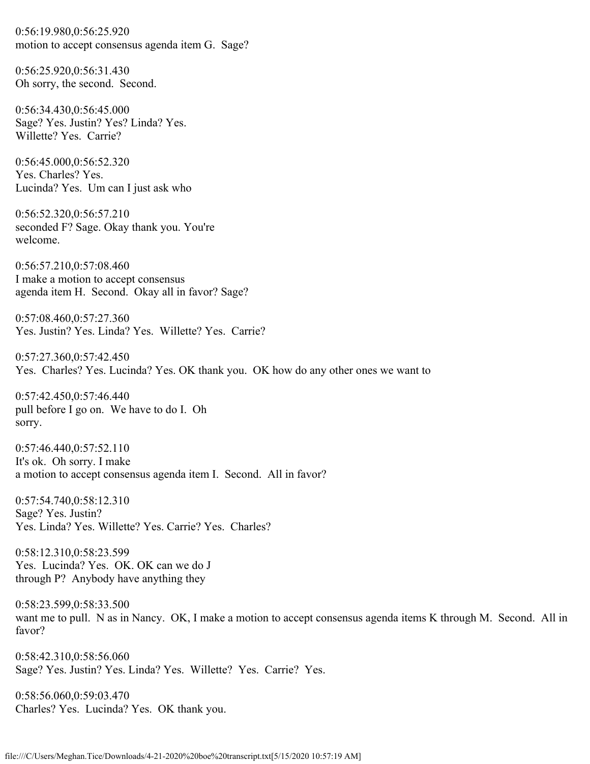0:56:19.980,0:56:25.920
motion to accept consensus agenda item G. Sage?

0:56:25.920,0:56:31.430
Oh sorry, the second. Second.

0:56:34.430,0:56:45.000
Sage? Yes. Justin? Yes? Linda? Yes.
Willette? Yes. Carrie?

0:56:45.000,0:56:52.320
Yes. Charles? Yes.
Lucinda? Yes. Um can I just ask who

0:56:52.320,0:56:57.210
seconded F? Sage. Okay thank you. You're
welcome.

0:56:57.210,0:57:08.460
I make a motion to accept consensus
agenda item H. Second. Okay all in favor? Sage?

0:57:08.460,0:57:27.360
Yes. Justin? Yes. Linda? Yes. Willette? Yes. Carrie?

0:57:27.360,0:57:42.450
Yes. Charles? Yes. Lucinda? Yes. OK thank you. OK how do any other ones we want to

0:57:42.450,0:57:46.440
pull before I go on. We have to do I. Oh
sorry.

0:57:46.440,0:57:52.110
It's ok. Oh sorry. I make
a motion to accept consensus agenda item I. Second. All in favor?

0:57:54.740,0:58:12.310
Sage? Yes. Justin?
Yes. Linda? Yes. Willette? Yes. Carrie? Yes. Charles?

0:58:12.310,0:58:23.599
Yes. Lucinda? Yes. OK. OK can we do J
through P? Anybody have anything they

0:58:23.599,0:58:33.500
want me to pull. N as in Nancy. OK, I make a motion to accept consensus agenda items K through M. Second. All in favor?

0:58:42.310,0:58:56.060
Sage? Yes. Justin? Yes. Linda? Yes. Willette? Yes. Carrie? Yes.

0:58:56.060,0:59:03.470
Charles? Yes. Lucinda? Yes. OK thank you.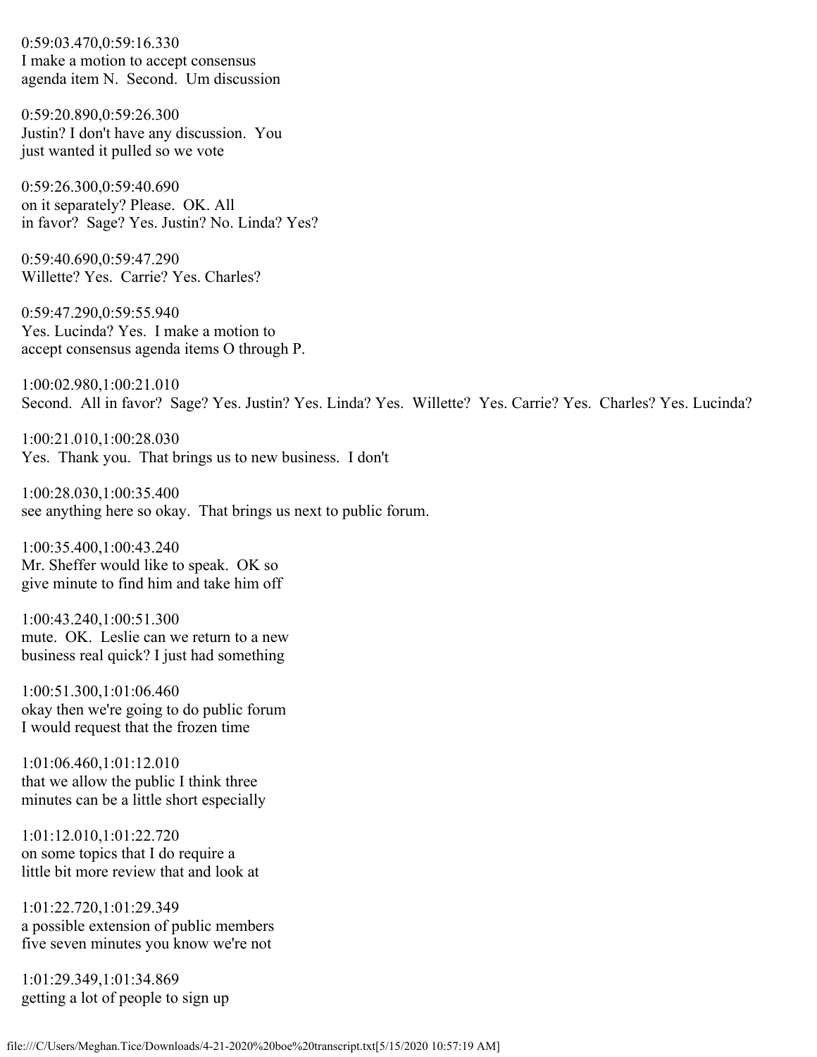0:59:03.470,0:59:16.330
I make a motion to accept consensus
agenda item N.  Second.  Um discussion

0:59:20.890,0:59:26.300
Justin? I don't have any discussion.  You
just wanted it pulled so we vote

0:59:26.300,0:59:40.690
on it separately? Please.  OK. All
in favor?  Sage? Yes. Justin? No. Linda? Yes?

0:59:40.690,0:59:47.290
Willette? Yes.  Carrie? Yes. Charles?

0:59:47.290,0:59:55.940
Yes. Lucinda? Yes.  I make a motion to
accept consensus agenda items O through P.

1:00:02.980,1:00:21.010
Second.  All in favor?  Sage? Yes. Justin? Yes. Linda? Yes.  Willette?  Yes. Carrie? Yes.  Charles? Yes. Lucinda?

1:00:21.010,1:00:28.030
Yes.  Thank you.  That brings us to new business.  I don't

1:00:28.030,1:00:35.400
see anything here so okay.  That brings us next to public forum.

1:00:35.400,1:00:43.240
Mr. Sheffer would like to speak.  OK so
give minute to find him and take him off

1:00:43.240,1:00:51.300
mute.  OK.  Leslie can we return to a new
business real quick? I just had something

1:00:51.300,1:01:06.460
okay then we're going to do public forum
I would request that the frozen time

1:01:06.460,1:01:12.010
that we allow the public I think three
minutes can be a little short especially

1:01:12.010,1:01:22.720
on some topics that I do require a
little bit more review that and look at

1:01:22.720,1:01:29.349
a possible extension of public members
five seven minutes you know we're not

1:01:29.349,1:01:34.869
getting a lot of people to sign up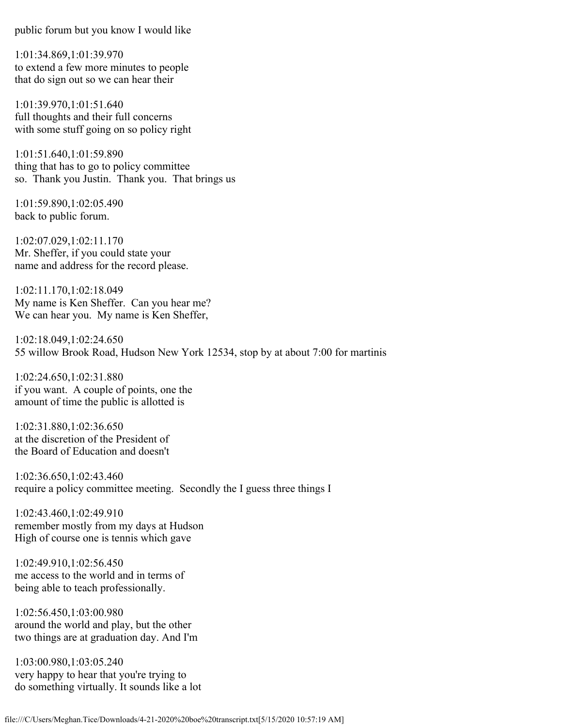public forum but you know I would like

1:01:34.869,1:01:39.970
to extend a few more minutes to people
that do sign out so we can hear their

1:01:39.970,1:01:51.640
full thoughts and their full concerns
with some stuff going on so policy right

1:01:51.640,1:01:59.890
thing that has to go to policy committee
so. Thank you Justin. Thank you. That brings us

1:01:59.890,1:02:05.490
back to public forum.

1:02:07.029,1:02:11.170
Mr. Sheffer, if you could state your
name and address for the record please.

1:02:11.170,1:02:18.049
My name is Ken Sheffer. Can you hear me?
We can hear you. My name is Ken Sheffer,

1:02:18.049,1:02:24.650
55 willow Brook Road, Hudson New York 12534, stop by at about 7:00 for martinis

1:02:24.650,1:02:31.880
if you want. A couple of points, one the
amount of time the public is allotted is

1:02:31.880,1:02:36.650
at the discretion of the President of
the Board of Education and doesn't

1:02:36.650,1:02:43.460
require a policy committee meeting. Secondly the I guess three things I

1:02:43.460,1:02:49.910
remember mostly from my days at Hudson
High of course one is tennis which gave

1:02:49.910,1:02:56.450
me access to the world and in terms of
being able to teach professionally.

1:02:56.450,1:03:00.980
around the world and play, but the other
two things are at graduation day. And I'm

1:03:00.980,1:03:05.240
very happy to hear that you're trying to
do something virtually. It sounds like a lot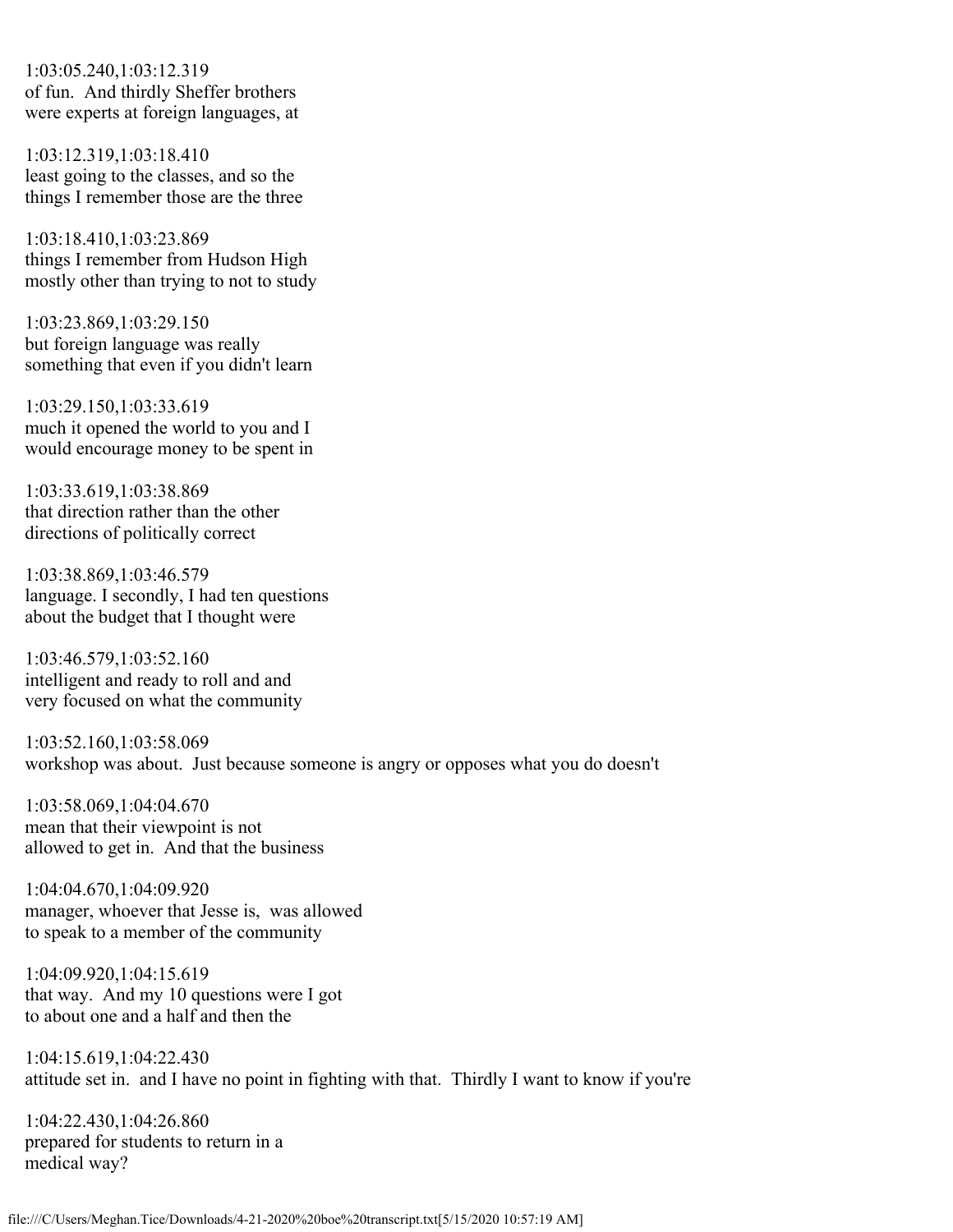1:03:05.240,1:03:12.319
of fun. And thirdly Sheffer brothers
were experts at foreign languages, at

1:03:12.319,1:03:18.410
least going to the classes, and so the
things I remember those are the three

1:03:18.410,1:03:23.869
things I remember from Hudson High
mostly other than trying to not to study

1:03:23.869,1:03:29.150
but foreign language was really
something that even if you didn't learn

1:03:29.150,1:03:33.619
much it opened the world to you and I
would encourage money to be spent in

1:03:33.619,1:03:38.869
that direction rather than the other
directions of politically correct

1:03:38.869,1:03:46.579
language. I secondly, I had ten questions
about the budget that I thought were

1:03:46.579,1:03:52.160
intelligent and ready to roll and and
very focused on what the community

1:03:52.160,1:03:58.069
workshop was about. Just because someone is angry or opposes what you do doesn't

1:03:58.069,1:04:04.670
mean that their viewpoint is not
allowed to get in. And that the business

1:04:04.670,1:04:09.920
manager, whoever that Jesse is, was allowed
to speak to a member of the community

1:04:09.920,1:04:15.619
that way. And my 10 questions were I got
to about one and a half and then the

1:04:15.619,1:04:22.430
attitude set in. and I have no point in fighting with that. Thirdly I want to know if you're

1:04:22.430,1:04:26.860
prepared for students to return in a
medical way?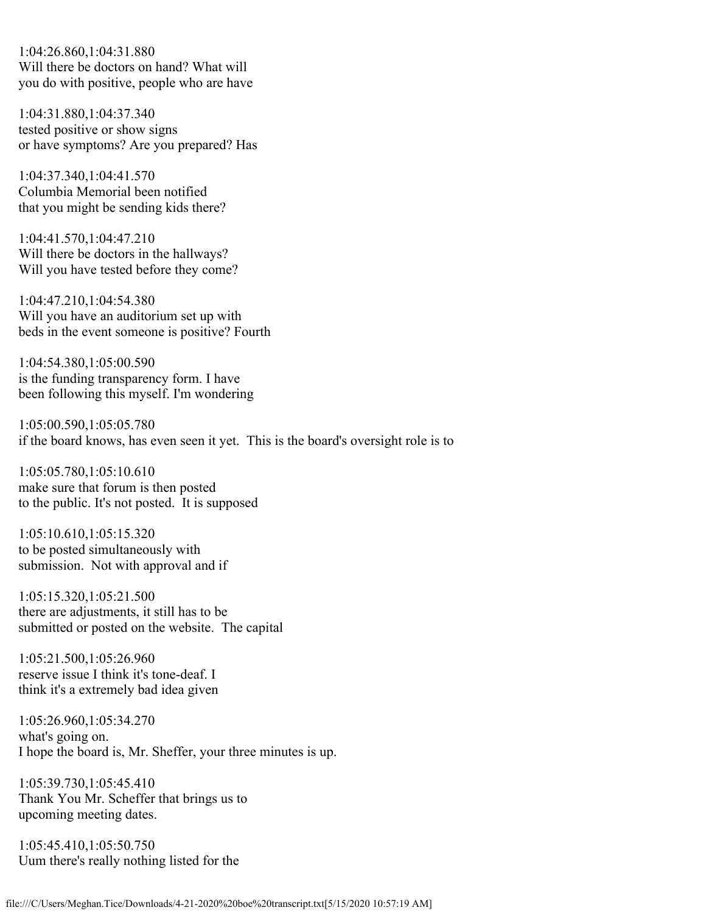1:04:26.860,1:04:31.880
Will there be doctors on hand? What will
you do with positive, people who are have

1:04:31.880,1:04:37.340
tested positive or show signs
or have symptoms? Are you prepared? Has

1:04:37.340,1:04:41.570
Columbia Memorial been notified
that you might be sending kids there?

1:04:41.570,1:04:47.210
Will there be doctors in the hallways?
Will you have tested before they come?

1:04:47.210,1:04:54.380
Will you have an auditorium set up with
beds in the event someone is positive? Fourth

1:04:54.380,1:05:00.590
is the funding transparency form. I have
been following this myself. I'm wondering

1:05:00.590,1:05:05.780
if the board knows, has even seen it yet.  This is the board's oversight role is to

1:05:05.780,1:05:10.610
make sure that forum is then posted
to the public. It's not posted.  It is supposed

1:05:10.610,1:05:15.320
to be posted simultaneously with
submission.  Not with approval and if

1:05:15.320,1:05:21.500
there are adjustments, it still has to be
submitted or posted on the website.  The capital

1:05:21.500,1:05:26.960
reserve issue I think it's tone-deaf. I
think it's a extremely bad idea given

1:05:26.960,1:05:34.270
what's going on.
I hope the board is, Mr. Sheffer, your three minutes is up.

1:05:39.730,1:05:45.410
Thank You Mr. Scheffer that brings us to
upcoming meeting dates.

1:05:45.410,1:05:50.750
Uum there's really nothing listed for the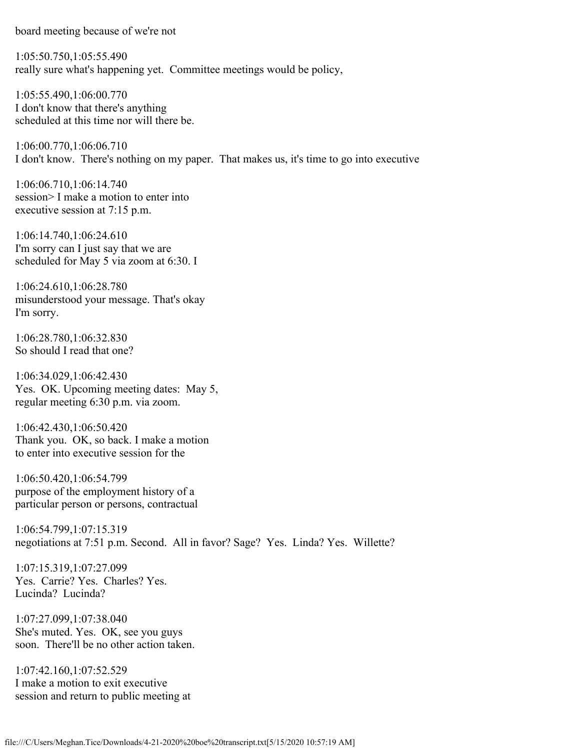board meeting because of we're not

1:05:50.750,1:05:55.490
really sure what's happening yet. Committee meetings would be policy,

1:05:55.490,1:06:00.770
I don't know that there's anything
scheduled at this time nor will there be.

1:06:00.770,1:06:06.710
I don't know. There's nothing on my paper. That makes us, it's time to go into executive

1:06:06.710,1:06:14.740
session> I make a motion to enter into
executive session at 7:15 p.m.

1:06:14.740,1:06:24.610
I'm sorry can I just say that we are
scheduled for May 5 via zoom at 6:30. I

1:06:24.610,1:06:28.780
misunderstood your message. That's okay
I'm sorry.

1:06:28.780,1:06:32.830
So should I read that one?

1:06:34.029,1:06:42.430
Yes. OK. Upcoming meeting dates: May 5,
regular meeting 6:30 p.m. via zoom.

1:06:42.430,1:06:50.420
Thank you. OK, so back. I make a motion
to enter into executive session for the

1:06:50.420,1:06:54.799
purpose of the employment history of a
particular person or persons, contractual

1:06:54.799,1:07:15.319
negotiations at 7:51 p.m. Second. All in favor? Sage? Yes. Linda? Yes. Willette?

1:07:15.319,1:07:27.099
Yes. Carrie? Yes. Charles? Yes.
Lucinda? Lucinda?

1:07:27.099,1:07:38.040
She's muted. Yes. OK, see you guys
soon. There'll be no other action taken.

1:07:42.160,1:07:52.529
I make a motion to exit executive
session and return to public meeting at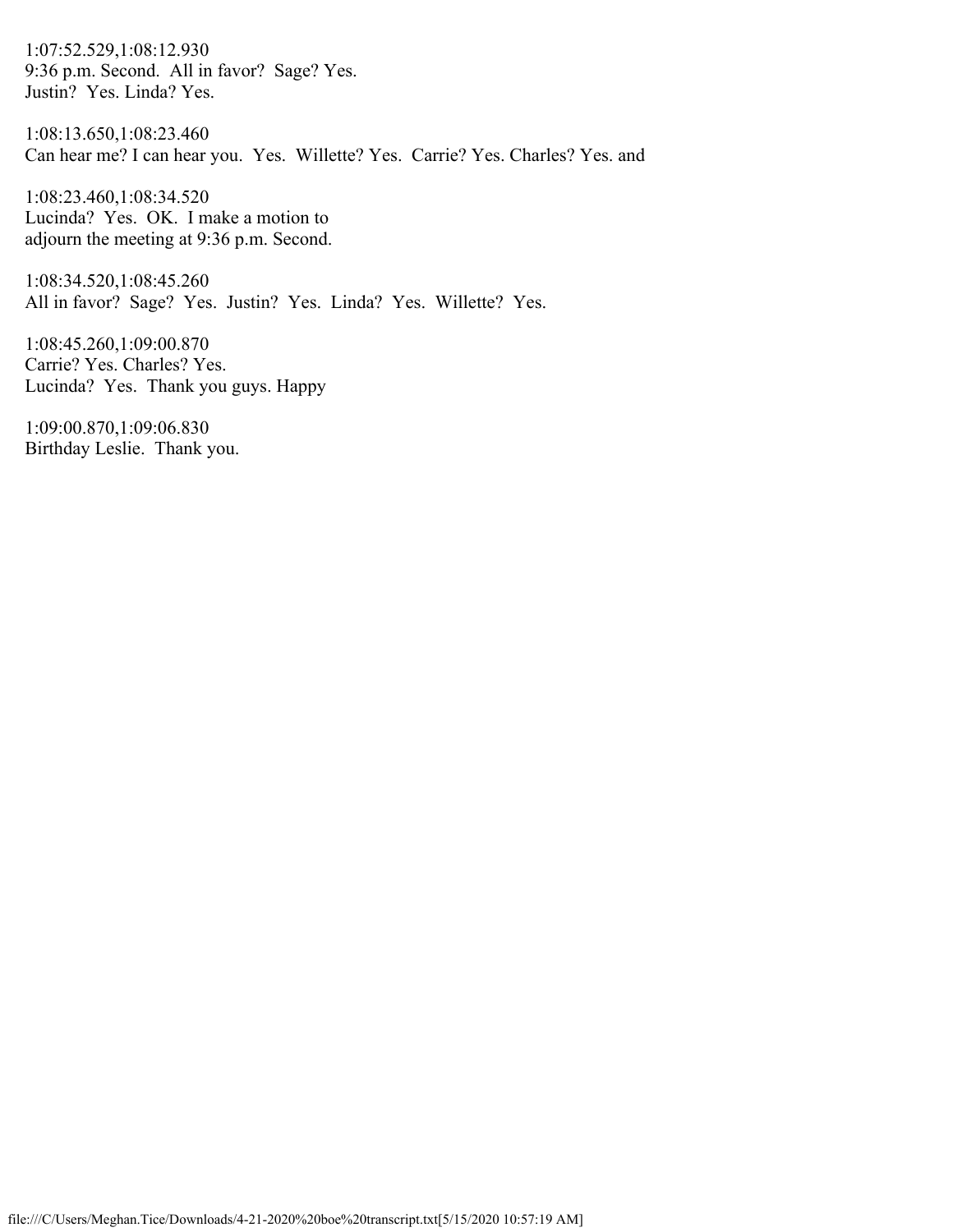1:07:52.529,1:08:12.930
9:36 p.m. Second. All in favor? Sage? Yes.
Justin? Yes. Linda? Yes.

1:08:13.650,1:08:23.460
Can hear me? I can hear you. Yes. Willette? Yes. Carrie? Yes. Charles? Yes. and

1:08:23.460,1:08:34.520
Lucinda? Yes. OK. I make a motion to
adjourn the meeting at 9:36 p.m. Second.

1:08:34.520,1:08:45.260
All in favor? Sage? Yes. Justin? Yes. Linda? Yes. Willette? Yes.

1:08:45.260,1:09:00.870
Carrie? Yes. Charles? Yes.
Lucinda? Yes. Thank you guys. Happy

1:09:00.870,1:09:06.830
Birthday Leslie. Thank you.